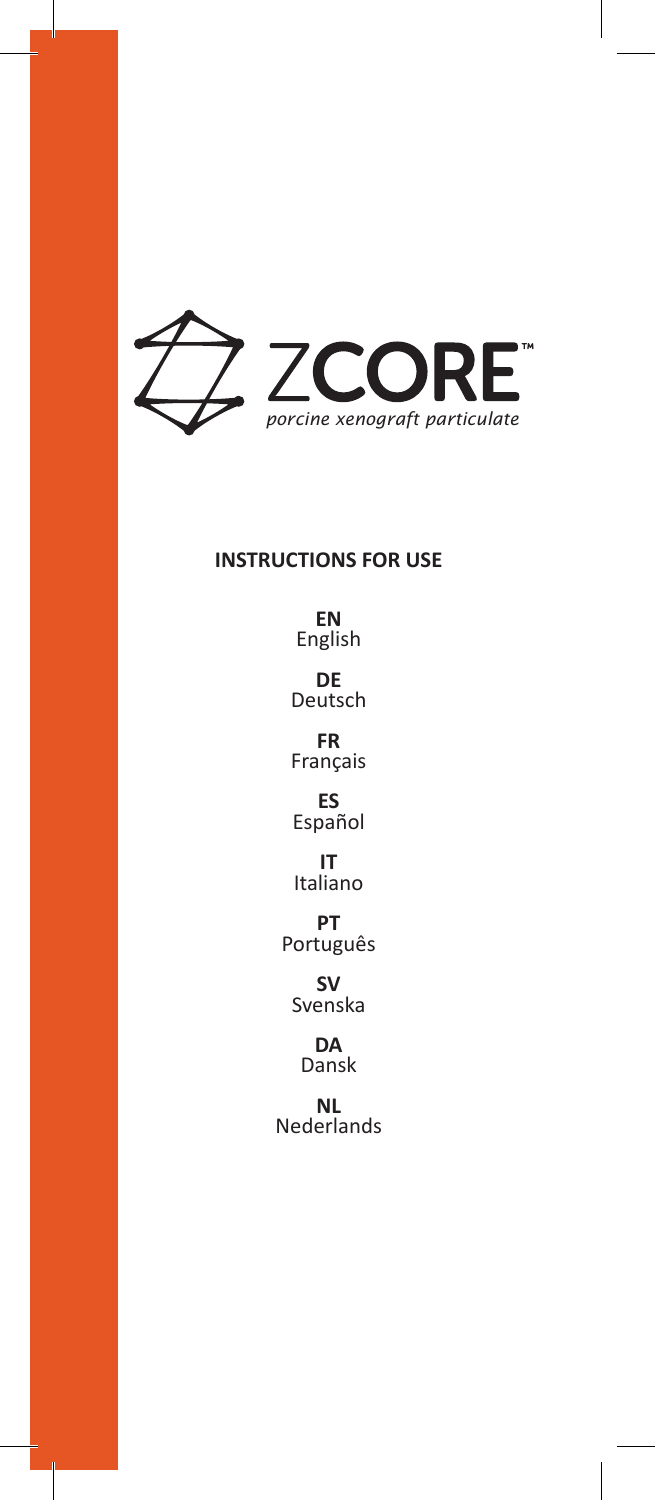# ZCORE™

*porcine xenograft particulate*

## INSTRUCTIONS FOR USE

**EN**
English

**DE**
Deutsch

**FR**
Français

**ES**
Español

**IT**
Italiano

**PT**
Português

**SV**
Svenska

**DA**
Dansk

**NL**
Nederlands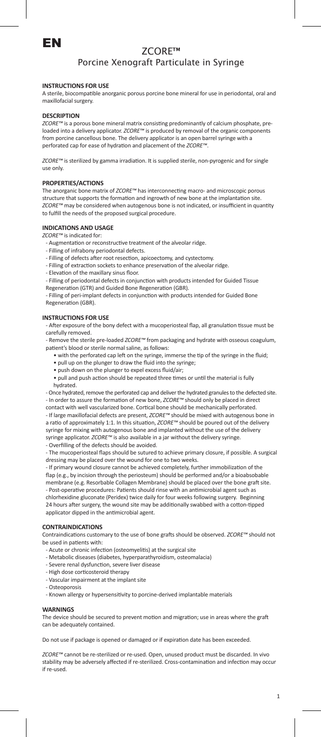# EN

# ZCORE™
## Porcine Xenograft Particulate in Syringe

### INSTRUCTIONS FOR USE

A sterile, biocompatible anorganic porous porcine bone mineral for use in periodontal, oral and maxillofacial surgery.

### DESCRIPTION

*ZCORE™* is a porous bone mineral matrix consisting predominantly of calcium phosphate, pre-loaded into a delivery applicator. *ZCORE™* is produced by removal of the organic components from porcine cancellous bone. The delivery applicator is an open barrel syringe with a perforated cap for ease of hydration and placement of the *ZCORE™*.

*ZCORE™* is sterilized by gamma irradiation. It is supplied sterile, non-pyrogenic and for single use only.

### PROPERTIES/ACTIONS

The anorganic bone matrix of *ZCORE™* has interconnecting macro- and microscopic porous structure that supports the formation and ingrowth of new bone at the implantation site. *ZCORE™* may be considered when autogenous bone is not indicated, or insufficient in quantity to fulfill the needs of the proposed surgical procedure.

### INDICATIONS AND USAGE

*ZCORE™* is indicated for:

- Augmentation or reconstructive treatment of the alveolar ridge.
- Filling of infrabony periodontal defects.
- Filling of defects after root resection, apicoectomy, and cystectomy.
- Filling of extraction sockets to enhance preservation of the alveolar ridge.
- Elevation of the maxillary sinus floor.
- Filling of periodontal defects in conjunction with products intended for Guided Tissue Regeneration (GTR) and Guided Bone Regeneration (GBR).
- Filling of peri-implant defects in conjunction with products intended for Guided Bone Regeneration (GBR).

### INSTRUCTIONS FOR USE

- After exposure of the bony defect with a mucoperiosteal flap, all granulation tissue must be carefully removed.
- Remove the sterile pre-loaded *ZCORE™* from packaging and hydrate with osseous coagulum, patient's blood or sterile normal saline, as follows:
  - with the perforated cap left on the syringe, immerse the tip of the syringe in the fluid;
  - pull up on the plunger to draw the fluid into the syringe;
  - push down on the plunger to expel excess fluid/air;
  - pull and push action should be repeated three times or until the material is fully hydrated.
- Once hydrated, remove the perforated cap and deliver the hydrated granules to the defected site.
- In order to assure the formation of new bone, *ZCORE™* should only be placed in direct contact with well vascularized bone. Cortical bone should be mechanically perforated.
- If large maxillofacial defects are present, *ZCORE™* should be mixed with autogenous bone in a ratio of approximately 1:1. In this situation, *ZCORE™* should be poured out of the delivery syringe for mixing with autogenous bone and implanted without the use of the delivery syringe applicator. *ZCORE™* is also available in a jar without the delivery syringe.
- Overfilling of the defects should be avoided.
- The mucoperiosteal flaps should be sutured to achieve primary closure, if possible. A surgical dressing may be placed over the wound for one to two weeks.
- If primary wound closure cannot be achieved completely, further immobilization of the flap (e.g., by incision through the periosteum) should be performed and/or a bioabsobable membrane (e.g. Resorbable Collagen Membrane) should be placed over the bone graft site.
- Post-operative procedures: Patients should rinse with an antimicrobial agent such as chlorhexidine gluconate (Peridex) twice daily for four weeks following surgery. Beginning 24 hours after surgery, the wound site may be additionally swabbed with a cotton-tipped applicator dipped in the antimicrobial agent.

### CONTRAINDICATIONS

Contraindications customary to the use of bone grafts should be observed. *ZCORE™* should not be used in patients with:

- Acute or chronic infection (osteomyelitis) at the surgical site
- Metabolic diseases (diabetes, hyperparathyroidism, osteomalacia)
- Severe renal dysfunction, severe liver disease
- High dose corticosteroid therapy
- Vascular impairment at the implant site
- Osteoporosis
- Known allergy or hypersensitivity to porcine-derived implantable materials

### WARNINGS

The device should be secured to prevent motion and migration; use in areas where the graft can be adequately contained.

Do not use if package is opened or damaged or if expiration date has been exceeded.

*ZCORE™* cannot be re-sterilized or re-used. Open, unused product must be discarded. In vivo stability may be adversely affected if re-sterilized. Cross-contamination and infection may occur if re-used.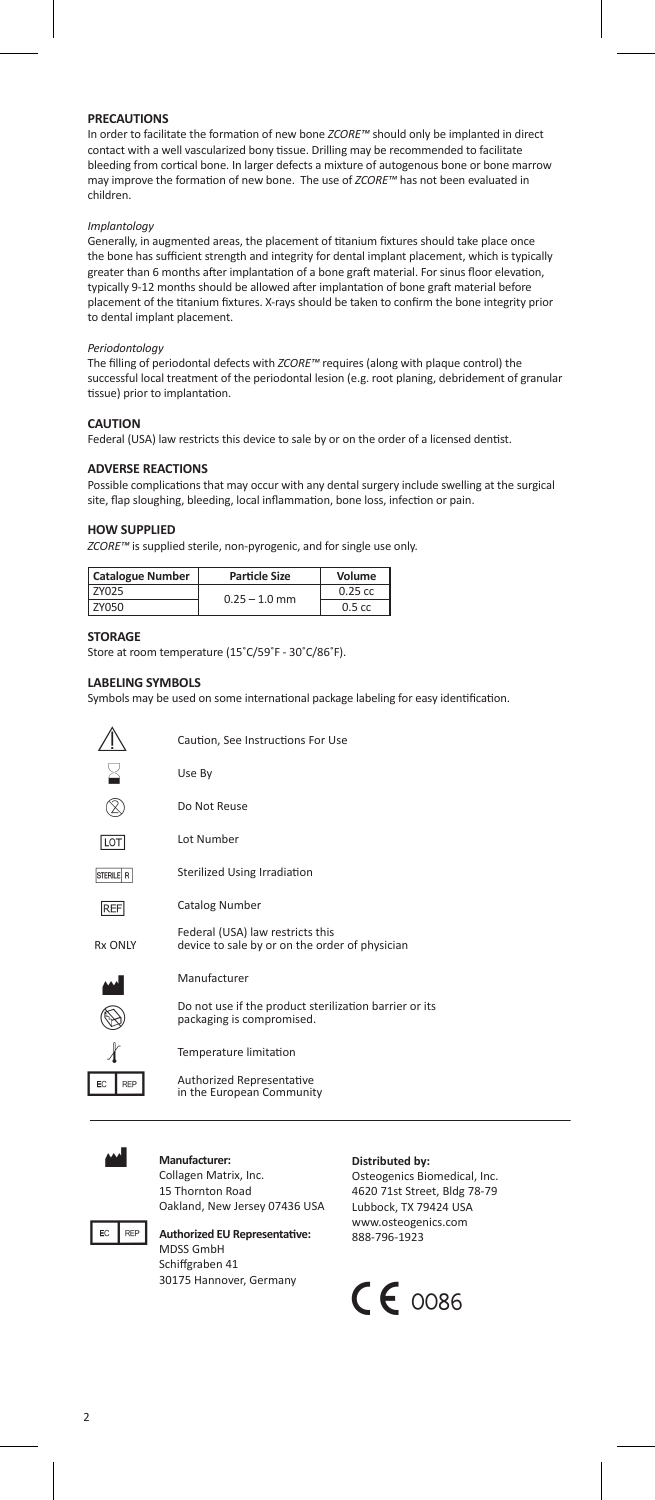## PRECAUTIONS

In order to facilitate the formation of new bone *ZCORE™* should only be implanted in direct contact with a well vascularized bony tissue. Drilling may be recommended to facilitate bleeding from cortical bone. In larger defects a mixture of autogenous bone or bone marrow may improve the formation of new bone. The use of *ZCORE™* has not been evaluated in children.

*Implantology*

Generally, in augmented areas, the placement of titanium fixtures should take place once the bone has sufficient strength and integrity for dental implant placement, which is typically greater than 6 months after implantation of a bone graft material. For sinus floor elevation, typically 9-12 months should be allowed after implantation of bone graft material before placement of the titanium fixtures. X-rays should be taken to confirm the bone integrity prior to dental implant placement.

*Periodontology*

The filling of periodontal defects with *ZCORE™* requires (along with plaque control) the successful local treatment of the periodontal lesion (e.g. root planing, debridement of granular tissue) prior to implantation.

## CAUTION

Federal (USA) law restricts this device to sale by or on the order of a licensed dentist.

## ADVERSE REACTIONS

Possible complications that may occur with any dental surgery include swelling at the surgical site, flap sloughing, bleeding, local inflammation, bone loss, infection or pain.

## HOW SUPPLIED

*ZCORE™* is supplied sterile, non-pyrogenic, and for single use only.

| Catalogue Number | Particle Size | Volume |
|---|---|---|
| ZY025 | 0.25 – 1.0 mm | 0.25 cc |
| ZY050 | | 0.5 cc |

## STORAGE

Store at room temperature (15˚C/59˚F - 30˚C/86˚F).

## LABELING SYMBOLS

Symbols may be used on some international package labeling for easy identification.

| Symbol | Meaning |
|---|---|
| ⚠ | Caution, See Instructions For Use |
| ⌛ | Use By |
| ⊗ | Do Not Reuse |
| LOT | Lot Number |
| STERILE R | Sterilized Using Irradiation |
| REF | Catalog Number |
| Rx ONLY | Federal (USA) law restricts this device to sale by or on the order of physician |
| | Manufacturer |
| | Do not use if the product sterilization barrier or its packaging is compromised. |
| | Temperature limitation |
| EC REP | Authorized Representative in the European Community |

**Manufacturer:**
Collagen Matrix, Inc.
15 Thornton Road
Oakland, New Jersey 07436 USA

**Authorized EU Representative:**
MDSS GmbH
Schiffgraben 41
30175 Hannover, Germany

**Distributed by:**
Osteogenics Biomedical, Inc.
4620 71st Street, Bldg 78-79
Lubbock, TX 79424 USA
www.osteogenics.com
888-796-1923

CE 0086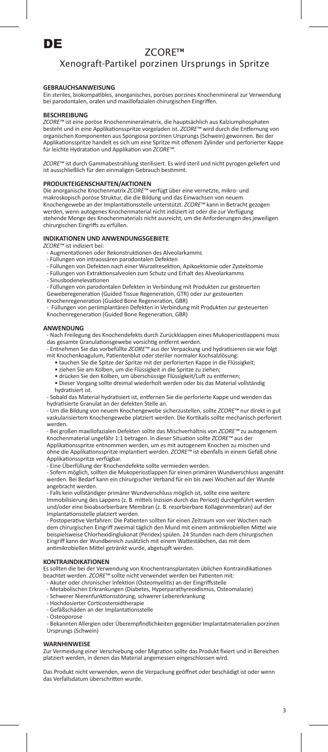DE

# ZCORE™

## Xenograft-Partikel porzinen Ursprungs in Spritze

### GEBRAUCHSANWEISUNG

Ein steriles, biokompatibles, anorganisches, poröses porzines Knochenmineral zur Verwendung bei parodontalen, oralen und maxillofazialen chirurgischen Eingriffen.

### BESCHREIBUNG

*ZCORE™* ist eine poröse Knochenmineralmatrix, die hauptsächlich aus Kalziumphosphaten besteht und in eine Applikationsspritze vorgeladen ist. *ZCORE™* wird durch die Entfernung von organischen Komponenten aus Spongiosa porzinen Ursprungs (Schwein) gewonnen. Bei der Applikationsspritze handelt es sich um eine Spritze mit offenem Zylinder und perforierter Kappe für leichte Hydratation und Applikation von *ZCORE™*.

*ZCORE™* ist durch Gammabestrahlung sterilisiert. Es wird steril und nicht pyrogen geliefert und ist ausschließlich für den einmaligen Gebrauch bestimmt.

### PRODUKTEIGENSCHAFTEN/AKTIONEN

Die anorganische Knochenmatrix *ZCORE™* verfügt über eine vernetzte, mikro- und makroskopisch poröse Struktur, die die Bildung und das Einwachsen von neuem Knochengewebe an der Implantationsstelle unterstützt. *ZCORE™* kann in Betracht gezogen werden, wenn autogenes Knochenmaterial nicht indiziert ist oder die zur Verfügung stehende Menge des Knochenmaterials nicht ausreicht, um die Anforderungen des jeweiligen chirurgischen Eingriffs zu erfüllen.

### INDIKATIONEN UND ANWENDUNGSGEBIETE

*ZCORE™* ist indiziert bei:

- Augmentationen oder Rekonstruktionen des Alveolarkamms
- Füllungen von intraossären parodontalen Defekten
- Füllungen von Defekten nach einer Wurzelresektion, Apikoektomie oder Zystektomie
- Füllungen von Extraktionsalveolen zum Schutz und Erhalt des Alveolarkamms
- Sinusbodenelevationen
- Füllungen von parodontalen Defekten in Verbindung mit Produkten zur gesteuerten Geweberegeneration (Guided Tissue Regeneration, GTR) oder zur gesteuerten Knochenregeneration (Guided Bone Regeneration, GBR)
- Füllungen von periimplantären Defekten in Verbindung mit Produkten zur gesteuerten Knochenregeneration (Guided Bone Regeneration, GBR)

### ANWENDUNG

- Nach Freilegung des Knochendefekts durch Zurückklappen eines Mukoperiostlappens muss das gesamte Granulationsgewebe vorsichtig entfernt werden.
- Entnehmen Sie das vorbefüllte *ZCORE™* aus der Verpackung und hydratisieren sie wie folgt mit Knochenkoagulum, Patientenblut oder steriler normaler Kochsalzlösung:
  - tauchen Sie die Spitze der Spritze mit der perforierten Kappe in die Flüssigkeit;
  - ziehen Sie am Kolben, um die Flüssigkeit in die Spritze zu ziehen;
  - drücken Sie den Kolben, um überschüssige Flüssigkeit/Luft zu entfernen;
  - Dieser Vorgang sollte dreimal wiederholt werden oder bis das Material vollständig hydratisiert ist.
- Sobald das Material hydratisiert ist, entfernen Sie die perforierte Kappe und wenden das hydratisierte Granulat an der defekten Stelle an.
- Um die Bildung von neuem Knochengewebe sicherzustellen, sollte *ZCORE™* nur direkt in gut vaskularisiertem Knochengewebe platziert werden. Die Kortikalis sollte mechanisch perforiert werden.
- Bei großen maxillofazialen Defekten sollte das Mischverhältnis von *ZCORE™* zu autogenem Knochenmaterial ungefähr 1:1 betragen. In dieser Situation sollte *ZCORE™* aus der Applikationsspritze entnommen werden, um es mit autogenem Knochen zu mischen und ohne die Applikationsspritze implantiert werden. *ZCORE™* ist ebenfalls in einem Gefäß ohne Applikationsspritze verfügbar.
- Eine Überfüllung der Knochendefekte sollte vermieden werden.
- Sofern möglich, sollten die Mukoperiostlappen für einen primären Wundverschluss angenäht werden. Bei Bedarf kann ein chirurgischer Verband für ein bis zwei Wochen auf der Wunde angebracht werden.
- Falls kein vollständiger primärer Wundverschluss möglich ist, sollte eine weitere Immobilisierung des Lappens (z. B. mittels Inzision durch das Periost) durchgeführt werden und/oder eine bioabsorbierbare Membran (z. B. resorbierbare Kollagenmembran) auf der Implantationsstelle platziert werden.
- Postoperative Verfahren: Die Patienten sollten für einen Zeitraum von vier Wochen nach dem chirurgischen Eingriff zweimal täglich den Mund mit einem antimikrobiellen Mittel wie beispielsweise Chlorhexidinglukonat (Peridex) spülen. 24 Stunden nach dem chirurgischen Eingriff kann der Wundbereich zusätzlich mit einem Wattestäbchen, das mit dem antimikrobiellen Mittel getränkt wurde, abgetupft werden.

### KONTRAINDIKATIONEN

Es sollten die bei der Verwendung von Knochentransplantaten üblichen Kontraindikationen beachtet werden. *ZCORE™* sollte nicht verwendet werden bei Patienten mit:

- Akuter oder chronischer Infektion (Osteomyelitis) an der Eingriffsstelle
- Metabolischen Erkrankungen (Diabetes, Hyperparathyreoidismus, Osteomalazie)
- Schwerer Nierenfunktionsstörung, schwerer Lebererkrankung
- Hochdosierter Corticosteroidtherapie
- Gefäßschäden an der Implantationsstelle
- Osteoporose
- Bekannten Allergien oder Überempfindlichkeiten gegenüber Implantatmaterialien porzinen Ursprungs (Schwein)

### WARNHINWEISE

Zur Vermeidung einer Verschiebung oder Migration sollte das Produkt fixiert und in Bereichen platziert werden, in denen das Material angemessen eingeschlossen wird.

Das Produkt nicht verwenden, wenn die Verpackung geöffnet oder beschädigt ist oder wenn das Verfallsdatum überschritten wurde.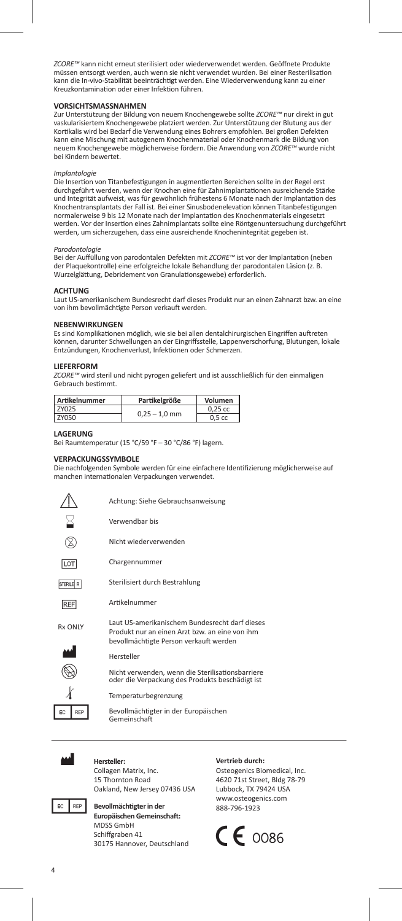*ZCORE™* kann nicht erneut sterilisiert oder wiederverwendet werden. Geöffnete Produkte müssen entsorgt werden, auch wenn sie nicht verwendet wurden. Bei einer Resterilisation kann die In-vivo-Stabilität beeinträchtigt werden. Eine Wiederverwendung kann zu einer Kreuzkontamination oder einer Infektion führen.

## VORSICHTSMASSNAHMEN

Zur Unterstützung der Bildung von neuem Knochengewebe sollte *ZCORE™* nur direkt in gut vaskularisiertem Knochengewebe platziert werden. Zur Unterstützung der Blutung aus der Kortikalis wird bei Bedarf die Verwendung eines Bohrers empfohlen. Bei großen Defekten kann eine Mischung mit autogenem Knochenmaterial oder Knochenmark die Bildung von neuem Knochengewebe möglicherweise fördern. Die Anwendung von *ZCORE™* wurde nicht bei Kindern bewertet.

*Implantologie*

Die Insertion von Titanbefestigungen in augmentierten Bereichen sollte in der Regel erst durchgeführt werden, wenn der Knochen eine für Zahnimplantationen ausreichende Stärke und Integrität aufweist, was für gewöhnlich frühestens 6 Monate nach der Implantation des Knochentransplantats der Fall ist. Bei einer Sinusbodenelevation können Titanbefestigungen normalerweise 9 bis 12 Monate nach der Implantation des Knochenmaterials eingesetzt werden. Vor der Insertion eines Zahnimplantats sollte eine Röntgenuntersuchung durchgeführt werden, um sicherzugehen, dass eine ausreichende Knochenintegrität gegeben ist.

*Parodontologie*

Bei der Auffüllung von parodontalen Defekten mit *ZCORE™* ist vor der Implantation (neben der Plaquekontrolle) eine erfolgreiche lokale Behandlung der parodontalen Läsion (z. B. Wurzelglättung, Debridement von Granulationsgewebe) erforderlich.

## ACHTUNG

Laut US-amerikanischem Bundesrecht darf dieses Produkt nur an einen Zahnarzt bzw. an eine von ihm bevollmächtigte Person verkauft werden.

## NEBENWIRKUNGEN

Es sind Komplikationen möglich, wie sie bei allen dentalchirurgischen Eingriffen auftreten können, darunter Schwellungen an der Eingriffsstelle, Lappenverschorfung, Blutungen, lokale Entzündungen, Knochenverlust, Infektionen oder Schmerzen.

## LIEFERFORM

*ZCORE™* wird steril und nicht pyrogen geliefert und ist ausschließlich für den einmaligen Gebrauch bestimmt.

| Artikelnummer | Partikelgröße | Volumen |
|---|---|---|
| ZY025 | 0,25 – 1,0 mm | 0,25 cc |
| ZY050 | | 0,5 cc |

## LAGERUNG

Bei Raumtemperatur (15 °C/59 °F – 30 °C/86 °F) lagern.

## VERPACKUNGSSYMBOLE

Die nachfolgenden Symbole werden für eine einfachere Identifizierung möglicherweise auf manchen internationalen Verpackungen verwendet.

| Symbol | Bedeutung |
|---|---|
| ⚠ | Achtung: Siehe Gebrauchsanweisung |
| ⌛ | Verwendbar bis |
| ⊗ | Nicht wiederverwenden |
| LOT | Chargennummer |
| STERILE R | Sterilisiert durch Bestrahlung |
| REF | Artikelnummer |
| Rx ONLY | Laut US-amerikanischem Bundesrecht darf dieses Produkt nur an einen Arzt bzw. an eine von ihm bevollmächtigte Person verkauft werden |
| | Hersteller |
| | Nicht verwenden, wenn die Sterilisationsbarriere oder die Verpackung des Produkts beschädigt ist |
| | Temperaturbegrenzung |
| EC REP | Bevollmächtigter in der Europäischen Gemeinschaft |

**Hersteller:**
Collagen Matrix, Inc.
15 Thornton Road
Oakland, New Jersey 07436 USA

**Bevollmächtigter in der Europäischen Gemeinschaft:**
MDSS GmbH
Schiffgraben 41
30175 Hannover, Deutschland

**Vertrieb durch:**
Osteogenics Biomedical, Inc.
4620 71st Street, Bldg 78-79
Lubbock, TX 79424 USA
www.osteogenics.com
888-796-1923

CE 0086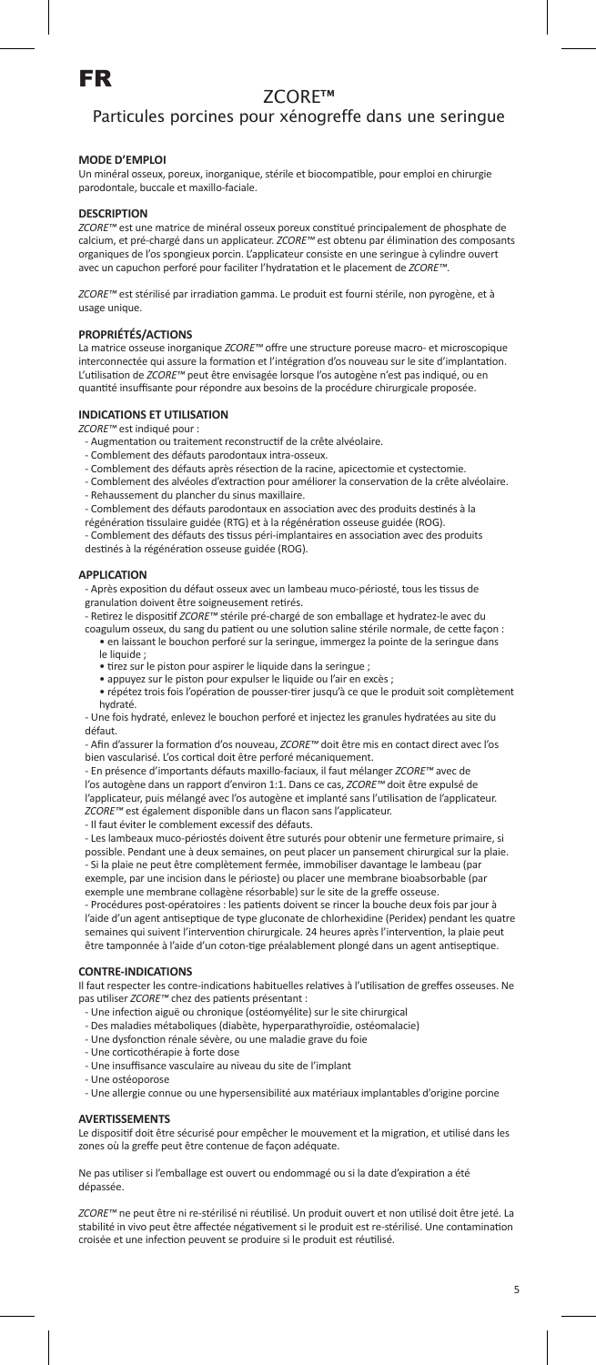# FR

## ZCORE™

### Particules porcines pour xénogreffe dans une seringue

**MODE D'EMPLOI**

Un minéral osseux, poreux, inorganique, stérile et biocompatible, pour emploi en chirurgie parodontale, buccale et maxillo-faciale.

**DESCRIPTION**

*ZCORE™* est une matrice de minéral osseux poreux constitué principalement de phosphate de calcium, et pré-chargé dans un applicateur. *ZCORE™* est obtenu par élimination des composants organiques de l'os spongieux porcin. L'applicateur consiste en une seringue à cylindre ouvert avec un capuchon perforé pour faciliter l'hydratation et le placement de *ZCORE™*.

*ZCORE™* est stérilisé par irradiation gamma. Le produit est fourni stérile, non pyrogène, et à usage unique.

**PROPRIÉTÉS/ACTIONS**

La matrice osseuse inorganique *ZCORE™* offre une structure poreuse macro- et microscopique interconnectée qui assure la formation et l'intégration d'os nouveau sur le site d'implantation. L'utilisation de *ZCORE™* peut être envisagée lorsque l'os autogène n'est pas indiqué, ou en quantité insuffisante pour répondre aux besoins de la procédure chirurgicale proposée.

**INDICATIONS ET UTILISATION**

*ZCORE™* est indiqué pour :

- Augmentation ou traitement reconstructif de la crête alvéolaire.
- Comblement des défauts parodontaux intra-osseux.
- Comblement des défauts après résection de la racine, apicectomie et cystectomie.
- Comblement des alvéoles d'extraction pour améliorer la conservation de la crête alvéolaire.
- Rehaussement du plancher du sinus maxillaire.
- Comblement des défauts parodontaux en association avec des produits destinés à la régénération tissulaire guidée (RTG) et à la régénération osseuse guidée (ROG).
- Comblement des défauts des tissus péri-implantaires en association avec des produits destinés à la régénération osseuse guidée (ROG).

**APPLICATION**

- Après exposition du défaut osseux avec un lambeau muco-périosté, tous les tissus de granulation doivent être soigneusement retirés.
- Retirez le dispositif *ZCORE™* pré-chargé de son emballage et hydratez-le avec du coagulum osseux, du sang du patient ou une solution saline stérile normale, de cette façon :
  - en laissant le bouchon perforé sur la seringue, immergez la pointe de la seringue dans le liquide ;
  - tirez sur le piston pour aspirer le liquide dans la seringue ;
  - appuyez sur le piston pour expulser le liquide ou l'air en excès ;
  - répétez trois fois l'opération de pousser-tirer jusqu'à ce que le produit soit complètement hydraté.
- Une fois hydraté, enlevez le bouchon perforé et injectez les granules hydratées au site du défaut.
- Afin d'assurer la formation d'os nouveau, *ZCORE™* doit être mis en contact direct avec l'os bien vascularisé. L'os cortical doit être perforé mécaniquement.
- En présence d'importants défauts maxillo-faciaux, il faut mélanger *ZCORE™* avec de l'os autogène dans un rapport d'environ 1:1. Dans ce cas, *ZCORE™* doit être expulsé de l'applicateur, puis mélangé avec l'os autogène et implanté sans l'utilisation de l'applicateur. *ZCORE™* est également disponible dans un flacon sans l'applicateur.
- Il faut éviter le comblement excessif des défauts.
- Les lambeaux muco-périostés doivent être suturés pour obtenir une fermeture primaire, si possible. Pendant une à deux semaines, on peut placer un pansement chirurgical sur la plaie.
- Si la plaie ne peut être complètement fermée, immobiliser davantage le lambeau (par exemple, par une incision dans le périoste) ou placer une membrane bioabsorbable (par exemple une membrane collagène résorbable) sur le site de la greffe osseuse.
- Procédures post-opératoires : les patients doivent se rincer la bouche deux fois par jour à l'aide d'un agent antiseptique de type gluconate de chlorhexidine (Peridex) pendant les quatre semaines qui suivent l'intervention chirurgicale. 24 heures après l'intervention, la plaie peut être tamponnée à l'aide d'un coton-tige préalablement plongé dans un agent antiseptique.

**CONTRE-INDICATIONS**

Il faut respecter les contre-indications habituelles relatives à l'utilisation de greffes osseuses. Ne pas utiliser *ZCORE™* chez des patients présentant :

- Une infection aiguë ou chronique (ostéomyélite) sur le site chirurgical
- Des maladies métaboliques (diabète, hyperparathyroïdie, ostéomalacie)
- Une dysfonction rénale sévère, ou une maladie grave du foie
- Une corticothérapie à forte dose
- Une insuffisance vasculaire au niveau du site de l'implant
- Une ostéoporose
- Une allergie connue ou une hypersensibilité aux matériaux implantables d'origine porcine

**AVERTISSEMENTS**

Le dispositif doit être sécurisé pour empêcher le mouvement et la migration, et utilisé dans les zones où la greffe peut être contenue de façon adéquate.

Ne pas utiliser si l'emballage est ouvert ou endommagé ou si la date d'expiration a été dépassée.

*ZCORE™* ne peut être ni re-stérilisé ni réutilisé. Un produit ouvert et non utilisé doit être jeté. La stabilité in vivo peut être affectée négativement si le produit est re-stérilisé. Une contamination croisée et une infection peuvent se produire si le produit est réutilisé.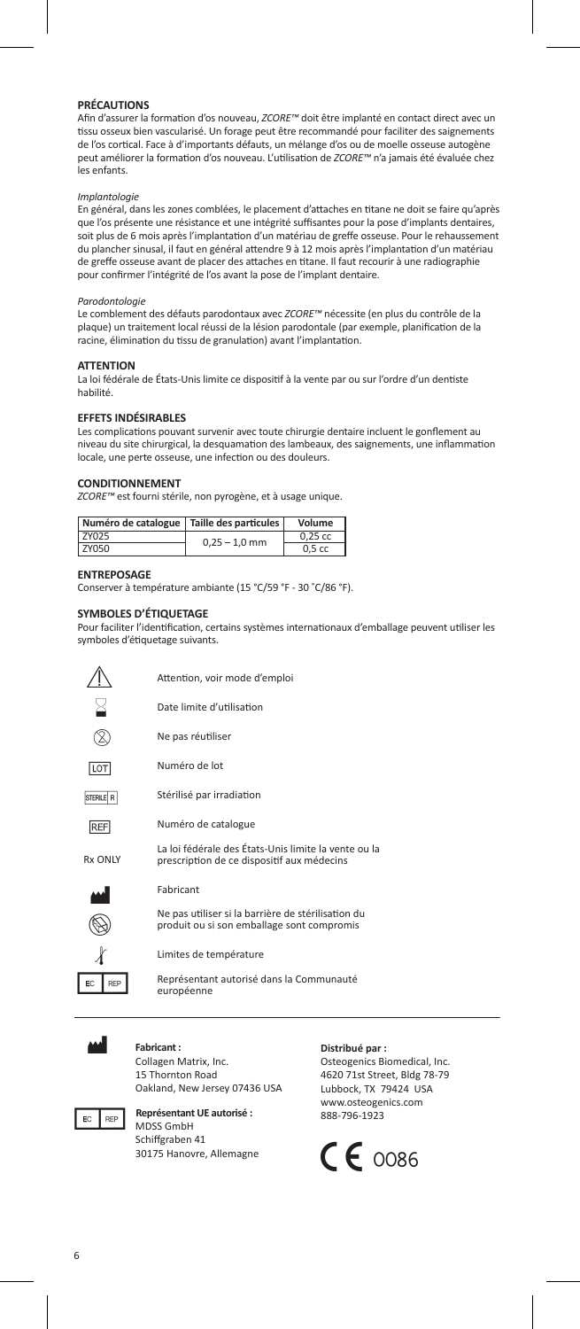## PRÉCAUTIONS

Afin d'assurer la formation d'os nouveau, *ZCORE™* doit être implanté en contact direct avec un tissu osseux bien vascularisé. Un forage peut être recommandé pour faciliter des saignements de l'os cortical. Face à d'importants défauts, un mélange d'os ou de moelle osseuse autogène peut améliorer la formation d'os nouveau. L'utilisation de *ZCORE™* n'a jamais été évaluée chez les enfants.

*Implantologie*

En général, dans les zones comblées, le placement d'attaches en titane ne doit se faire qu'après que l'os présente une résistance et une intégrité suffisantes pour la pose d'implants dentaires, soit plus de 6 mois après l'implantation d'un matériau de greffe osseuse. Pour le rehaussement du plancher sinusal, il faut en général attendre 9 à 12 mois après l'implantation d'un matériau de greffe osseuse avant de placer des attaches en titane. Il faut recourir à une radiographie pour confirmer l'intégrité de l'os avant la pose de l'implant dentaire.

*Parodontologie*

Le comblement des défauts parodontaux avec *ZCORE™* nécessite (en plus du contrôle de la plaque) un traitement local réussi de la lésion parodontale (par exemple, planification de la racine, élimination du tissu de granulation) avant l'implantation.

## ATTENTION

La loi fédérale des États-Unis limite ce dispositif à la vente par ou sur l'ordre d'un dentiste habilité.

## EFFETS INDÉSIRABLES

Les complications pouvant survenir avec toute chirurgie dentaire incluent le gonflement au niveau du site chirurgical, la desquamation des lambeaux, des saignements, une inflammation locale, une perte osseuse, une infection ou des douleurs.

## CONDITIONNEMENT

*ZCORE™* est fourni stérile, non pyrogène, et à usage unique.

| Numéro de catalogue | Taille des particules | Volume |
|---|---|---|
| ZY025 | 0,25 – 1,0 mm | 0,25 cc |
| ZY050 | | 0,5 cc |

## ENTREPOSAGE

Conserver à température ambiante (15 °C/59 °F - 30 ˚C/86 °F).

## SYMBOLES D'ÉTIQUETAGE

Pour faciliter l'identification, certains systèmes internationaux d'emballage peuvent utiliser les symboles d'étiquetage suivants.

| Symbole | Signification |
|---|---|
| ⚠ | Attention, voir mode d'emploi |
| ⌛ | Date limite d'utilisation |
| ⊗ | Ne pas réutiliser |
| LOT | Numéro de lot |
| STERILE R | Stérilisé par irradiation |
| REF | Numéro de catalogue |
| Rx ONLY | La loi fédérale des États-Unis limite la vente ou la prescription de ce dispositif aux médecins |
| | Fabricant |
| | Ne pas utiliser si la barrière de stérilisation du produit ou si son emballage sont compromis |
| | Limites de température |
| EC REP | Représentant autorisé dans la Communauté européenne |

**Fabricant :**
Collagen Matrix, Inc.
15 Thornton Road
Oakland, New Jersey 07436 USA

**Représentant UE autorisé :**
MDSS GmbH
Schiffgraben 41
30175 Hanovre, Allemagne

**Distribué par :**
Osteogenics Biomedical, Inc.
4620 71st Street, Bldg 78-79
Lubbock, TX 79424 USA
www.osteogenics.com
888-796-1923

CE 0086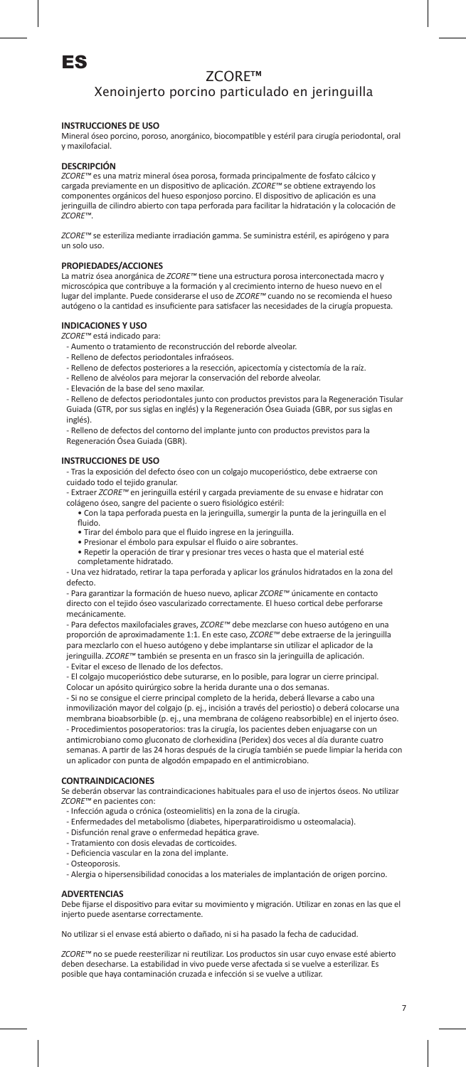# ES

## ZCORE™

## Xenoinjerto porcino particulado en jeringuilla

### INSTRUCCIONES DE USO

Mineral óseo porcino, poroso, anorgánico, biocompatible y estéril para cirugía periodontal, oral y maxilofacial.

### DESCRIPCIÓN

*ZCORE™* es una matriz mineral ósea porosa, formada principalmente de fosfato cálcico y cargada previamente en un dispositivo de aplicación. *ZCORE™* se obtiene extrayendo los componentes orgánicos del hueso esponjoso porcino. El dispositivo de aplicación es una jeringuilla de cilindro abierto con tapa perforada para facilitar la hidratación y la colocación de *ZCORE™*.

*ZCORE™* se esteriliza mediante irradiación gamma. Se suministra estéril, es apirógeno y para un solo uso.

### PROPIEDADES/ACCIONES

La matriz ósea anorgánica de *ZCORE™* tiene una estructura porosa interconectada macro y microscópica que contribuye a la formación y al crecimiento interno de hueso nuevo en el lugar del implante. Puede considerarse el uso de *ZCORE™* cuando no se recomienda el hueso autógeno o la cantidad es insuficiente para satisfacer las necesidades de la cirugía propuesta.

### INDICACIONES Y USO

*ZCORE™* está indicado para:

- Aumento o tratamiento de reconstrucción del reborde alveolar.
- Relleno de defectos periodontales infraóseos.
- Relleno de defectos posteriores a la resección, apicectomía y cistectomía de la raíz.
- Relleno de alvéolos para mejorar la conservación del reborde alveolar.
- Elevación de la base del seno maxilar.
- Relleno de defectos periodontales junto con productos previstos para la Regeneración Tisular Guiada (GTR, por sus siglas en inglés) y la Regeneración Ósea Guiada (GBR, por sus siglas en inglés).
- Relleno de defectos del contorno del implante junto con productos previstos para la Regeneración Ósea Guiada (GBR).

### INSTRUCCIONES DE USO

- Tras la exposición del defecto óseo con un colgajo mucoperióstico, debe extraerse con cuidado todo el tejido granular.
- Extraer *ZCORE™* en jeringuilla estéril y cargada previamente de su envase e hidratar con colágeno óseo, sangre del paciente o suero fisiológico estéril:
  - Con la tapa perforada puesta en la jeringuilla, sumergir la punta de la jeringuilla en el fluido.
  - Tirar del émbolo para que el fluido ingrese en la jeringuilla.
  - Presionar el émbolo para expulsar el fluido o aire sobrantes.
  - Repetir la operación de tirar y presionar tres veces o hasta que el material esté completamente hidratado.
- Una vez hidratado, retirar la tapa perforada y aplicar los gránulos hidratados en la zona del defecto.
- Para garantizar la formación de hueso nuevo, aplicar *ZCORE™* únicamente en contacto directo con el tejido óseo vascularizado correctamente. El hueso cortical debe perforarse mecánicamente.
- Para defectos maxilofaciales graves, *ZCORE™* debe mezclarse con hueso autógeno en una proporción de aproximadamente 1:1. En este caso, *ZCORE™* debe extraerse de la jeringuilla para mezclarlo con el hueso autógeno y debe implantarse sin utilizar el aplicador de la jeringuilla. *ZCORE™* también se presenta en un frasco sin la jeringuilla de aplicación.
- Evitar el exceso de llenado de los defectos.
- El colgajo mucoperióstico debe suturarse, en lo posible, para lograr un cierre principal. Colocar un apósito quirúrgico sobre la herida durante una o dos semanas.
- Si no se consigue el cierre principal completo de la herida, deberá llevarse a cabo una inmovilización mayor del colgajo (p. ej., incisión a través del periostio) o deberá colocarse una membrana bioabsorbible (p. ej., una membrana de colágeno reabsorbible) en el injerto óseo.
- Procedimientos posoperatorios: tras la cirugía, los pacientes deben enjuagarse con un antimicrobiano como gluconato de clorhexidina (Peridex) dos veces al día durante cuatro semanas. A partir de las 24 horas después de la cirugía también se puede limpiar la herida con un aplicador con punta de algodón empapado en el antimicrobiano.

### CONTRAINDICACIONES

Se deberán observar las contraindicaciones habituales para el uso de injertos óseos. No utilizar *ZCORE™* en pacientes con:

- Infección aguda o crónica (osteomielitis) en la zona de la cirugía.
- Enfermedades del metabolismo (diabetes, hiperparatiroidismo u osteomalacia).
- Disfunción renal grave o enfermedad hepática grave.
- Tratamiento con dosis elevadas de corticoides.
- Deficiencia vascular en la zona del implante.
- Osteoporosis.
- Alergia o hipersensibilidad conocidas a los materiales de implantación de origen porcino.

### ADVERTENCIAS

Debe fijarse el dispositivo para evitar su movimiento y migración. Utilizar en zonas en las que el injerto puede asentarse correctamente.

No utilizar si el envase está abierto o dañado, ni si ha pasado la fecha de caducidad.

*ZCORE™* no se puede reesterilizar ni reutilizar. Los productos sin usar cuyo envase esté abierto deben desecharse. La estabilidad in vivo puede verse afectada si se vuelve a esterilizar. Es posible que haya contaminación cruzada e infección si se vuelve a utilizar.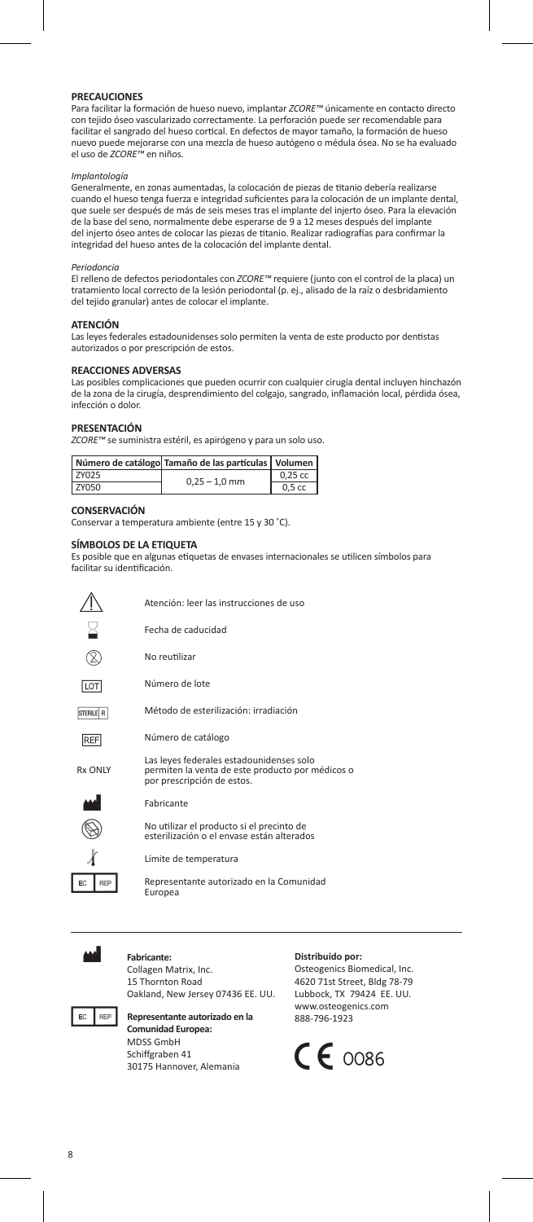## PRECAUCIONES

Para facilitar la formación de hueso nuevo, implantar *ZCORE™* únicamente en contacto directo con tejido óseo vascularizado correctamente. La perforación puede ser recomendable para facilitar el sangrado del hueso cortical. En defectos de mayor tamaño, la formación de hueso nuevo puede mejorarse con una mezcla de hueso autógeno o médula ósea. No se ha evaluado el uso de *ZCORE™* en niños.

*Implantología*

Generalmente, en zonas aumentadas, la colocación de piezas de titanio debería realizarse cuando el hueso tenga fuerza e integridad suficientes para la colocación de un implante dental, que suele ser después de más de seis meses tras el implante del injerto óseo. Para la elevación de la base del seno, normalmente debe esperarse de 9 a 12 meses después del implante del injerto óseo antes de colocar las piezas de titanio. Realizar radiografías para confirmar la integridad del hueso antes de la colocación del implante dental.

*Periodoncia*

El relleno de defectos periodontales con *ZCORE™* requiere (junto con el control de la placa) un tratamiento local correcto de la lesión periodontal (p. ej., alisado de la raíz o desbridamiento del tejido granular) antes de colocar el implante.

## ATENCIÓN

Las leyes federales estadounidenses solo permiten la venta de este producto por dentistas autorizados o por prescripción de estos.

## REACCIONES ADVERSAS

Las posibles complicaciones que pueden ocurrir con cualquier cirugía dental incluyen hinchazón de la zona de la cirugía, desprendimiento del colgajo, sangrado, inflamación local, pérdida ósea, infección o dolor.

## PRESENTACIÓN

*ZCORE™* se suministra estéril, es apirógeno y para un solo uso.

| Número de catálogo | Tamaño de las partículas | Volumen |
|---|---|---|
| ZY025 | 0,25 – 1,0 mm | 0,25 cc |
| ZY050 | | 0,5 cc |

## CONSERVACIÓN

Conservar a temperatura ambiente (entre 15 y 30 ˚C).

## SÍMBOLOS DE LA ETIQUETA

Es posible que en algunas etiquetas de envases internacionales se utilicen símbolos para facilitar su identificación.

| Símbolo | Significado |
|---|---|
| ⚠ | Atención: leer las instrucciones de uso |
| ⌛ | Fecha de caducidad |
| ⊗ | No reutilizar |
| LOT | Número de lote |
| STERILE R | Método de esterilización: irradiación |
| REF | Número de catálogo |
| Rx ONLY | Las leyes federales estadounidenses solo permiten la venta de este producto por médicos o por prescripción de estos. |
| | Fabricante |
| | No utilizar el producto si el precinto de esterilización o el envase están alterados |
| | Límite de temperatura |
| EC REP | Representante autorizado en la Comunidad Europea |

**Fabricante:**
Collagen Matrix, Inc.
15 Thornton Road
Oakland, New Jersey 07436 EE. UU.

EC REP **Representante autorizado en la Comunidad Europea:**
MDSS GmbH
Schiffgraben 41
30175 Hannover, Alemania

**Distribuido por:**
Osteogenics Biomedical, Inc.
4620 71st Street, Bldg 78-79
Lubbock, TX 79424 EE. UU.
www.osteogenics.com
888-796-1923

CE 0086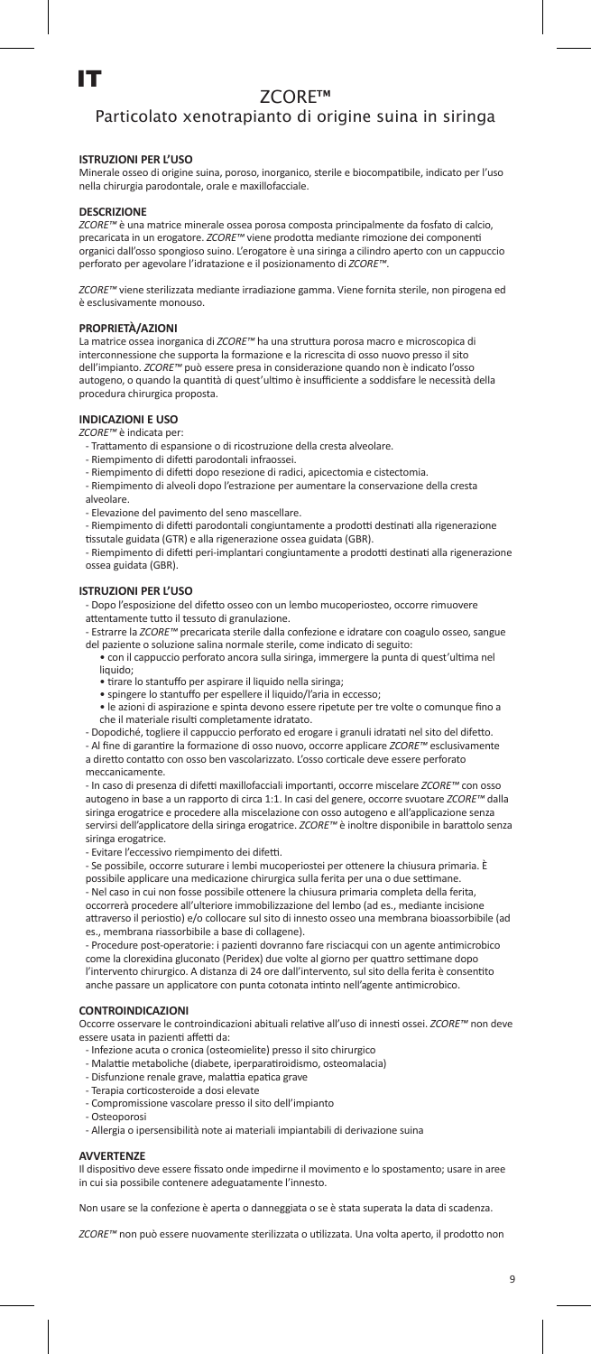# IT

## ZCORE™

## Particolato xenotrapianto di origine suina in siringa

**ISTRUZIONI PER L'USO**

Minerale osseo di origine suina, poroso, inorganico, sterile e biocompatibile, indicato per l'uso nella chirurgia parodontale, orale e maxillofacciale.

**DESCRIZIONE**

*ZCORE™* è una matrice minerale ossea porosa composta principalmente da fosfato di calcio, precaricata in un erogatore. *ZCORE™* viene prodotta mediante rimozione dei componenti organici dall'osso spongioso suino. L'erogatore è una siringa a cilindro aperto con un cappuccio perforato per agevolare l'idratazione e il posizionamento di *ZCORE™*.

*ZCORE™* viene sterilizzata mediante irradiazione gamma. Viene fornita sterile, non pirogena ed è esclusivamente monouso.

**PROPRIETÀ/AZIONI**

La matrice ossea inorganica di *ZCORE™* ha una struttura porosa macro e microscopica di interconnessione che supporta la formazione e la ricrescita di osso nuovo presso il sito dell'impianto. *ZCORE™* può essere presa in considerazione quando non è indicato l'osso autogeno, o quando la quantità di quest'ultimo è insufficiente a soddisfare le necessità della procedura chirurgica proposta.

**INDICAZIONI E USO**

*ZCORE™* è indicata per:

- Trattamento di espansione o di ricostruzione della cresta alveolare.
- Riempimento di difetti parodontali infraossei.
- Riempimento di difetti dopo resezione di radici, apicectomia e cistectomia.
- Riempimento di alveoli dopo l'estrazione per aumentare la conservazione della cresta alveolare.
- Elevazione del pavimento del seno mascellare.
- Riempimento di difetti parodontali congiuntamente a prodotti destinati alla rigenerazione tissutale guidata (GTR) e alla rigenerazione ossea guidata (GBR).
- Riempimento di difetti peri-implantari congiuntamente a prodotti destinati alla rigenerazione ossea guidata (GBR).

**ISTRUZIONI PER L'USO**

- Dopo l'esposizione del difetto osseo con un lembo mucoperiosteo, occorre rimuovere attentamente tutto il tessuto di granulazione.
- Estrarre la *ZCORE™* precaricata sterile dalla confezione e idratare con coagulo osseo, sangue del paziente o soluzione salina normale sterile, come indicato di seguito:
  - con il cappuccio perforato ancora sulla siringa, immergere la punta di quest'ultima nel liquido;
  - tirare lo stantuffo per aspirare il liquido nella siringa;
  - spingere lo stantuffo per espellere il liquido/l'aria in eccesso;
  - le azioni di aspirazione e spinta devono essere ripetute per tre volte o comunque fino a che il materiale risulti completamente idratato.
- Dopodiché, togliere il cappuccio perforato ed erogare i granuli idratati nel sito del difetto.
- Al fine di garantire la formazione di osso nuovo, occorre applicare *ZCORE™* esclusivamente a diretto contatto con osso ben vascolarizzato. L'osso corticale deve essere perforato meccanicamente.
- In caso di presenza di difetti maxillofacciali importanti, occorre miscelare *ZCORE™* con osso autogeno in base a un rapporto di circa 1:1. In casi del genere, occorre svuotare *ZCORE™* dalla siringa erogatrice e procedere alla miscelazione con osso autogeno e all'applicazione senza servirsi dell'applicatore della siringa erogatrice. *ZCORE™* è inoltre disponibile in barattolo senza siringa erogatrice.
- Evitare l'eccessivo riempimento dei difetti.
- Se possibile, occorre suturare i lembi mucoperiostei per ottenere la chiusura primaria. È possibile applicare una medicazione chirurgica sulla ferita per una o due settimane.
- Nel caso in cui non fosse possibile ottenere la chiusura primaria completa della ferita, occorrerà procedere all'ulteriore immobilizzazione del lembo (ad es., mediante incisione attraverso il periostio) e/o collocare sul sito di innesto osseo una membrana bioassorbibile (ad es., membrana riassorbibile a base di collagene).
- Procedure post-operatorie: i pazienti dovranno fare risciacqui con un agente antimicrobico come la clorexidina gluconato (Peridex) due volte al giorno per quattro settimane dopo l'intervento chirurgico. A distanza di 24 ore dall'intervento, sul sito della ferita è consentito anche passare un applicatore con punta cotonata intinto nell'agente antimicrobico.

**CONTROINDICAZIONI**

Occorre osservare le controindicazioni abituali relative all'uso di innesti ossei. *ZCORE™* non deve essere usata in pazienti affetti da:

- Infezione acuta o cronica (osteomielite) presso il sito chirurgico
- Malattie metaboliche (diabete, iperparatiroidismo, osteomalacia)
- Disfunzione renale grave, malattia epatica grave
- Terapia corticosteroide a dosi elevate
- Compromissione vascolare presso il sito dell'impianto
- Osteoporosi
- Allergia o ipersensibilità note ai materiali impiantabili di derivazione suina

**AVVERTENZE**

Il dispositivo deve essere fissato onde impedirne il movimento e lo spostamento; usare in aree in cui sia possibile contenere adeguatamente l'innesto.

Non usare se la confezione è aperta o danneggiata o se è stata superata la data di scadenza.

*ZCORE™* non può essere nuovamente sterilizzata o utilizzata. Una volta aperto, il prodotto non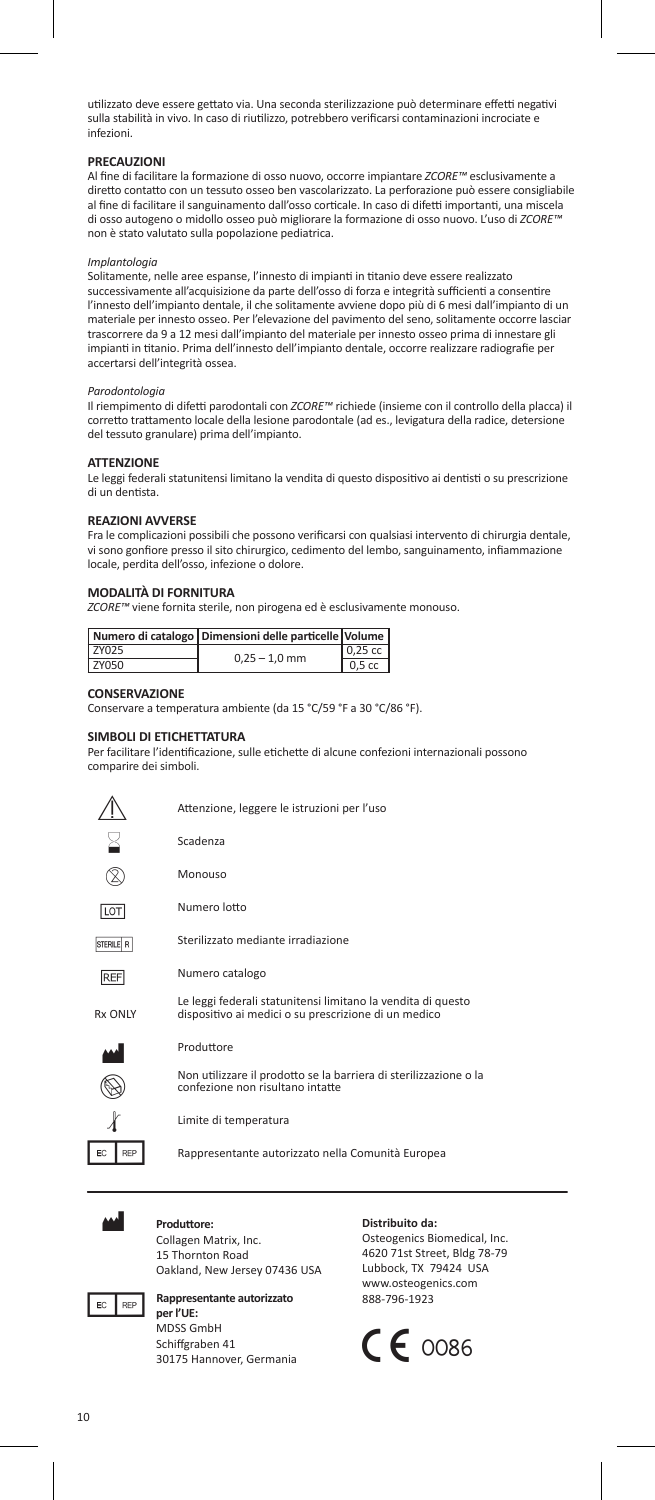utilizzato deve essere gettato via. Una seconda sterilizzazione può determinare effetti negativi sulla stabilità in vivo. In caso di riutilizzo, potrebbero verificarsi contaminazioni incrociate e infezioni.

## PRECAUZIONI

Al fine di facilitare la formazione di osso nuovo, occorre impiantare *ZCORE™* esclusivamente a diretto contatto con un tessuto osseo ben vascolarizzato. La perforazione può essere consigliabile al fine di facilitare il sanguinamento dall'osso corticale. In caso di difetti importanti, una miscela di osso autogeno o midollo osseo può migliorare la formazione di osso nuovo. L'uso di *ZCORE™* non è stato valutato sulla popolazione pediatrica.

*Implantologia*

Solitamente, nelle aree espanse, l'innesto di impianti in titanio deve essere realizzato successivamente all'acquisizione da parte dell'osso di forza e integrità sufficienti a consentire l'innesto dell'impianto dentale, il che solitamente avviene dopo più di 6 mesi dall'impianto di un materiale per innesto osseo. Per l'elevazione del pavimento del seno, solitamente occorre lasciar trascorrere da 9 a 12 mesi dall'impianto del materiale per innesto osseo prima di innestare gli impianti in titanio. Prima dell'innesto dell'impianto dentale, occorre realizzare radiografie per accertarsi dell'integrità ossea.

*Parodontologia*

Il riempimento di difetti parodontali con *ZCORE™* richiede (insieme con il controllo della placca) il corretto trattamento locale della lesione parodontale (ad es., levigatura della radice, detersione del tessuto granulare) prima dell'impianto.

## ATTENZIONE

Le leggi federali statunitensi limitano la vendita di questo dispositivo ai dentisti o su prescrizione di un dentista.

## REAZIONI AVVERSE

Fra le complicazioni possibili che possono verificarsi con qualsiasi intervento di chirurgia dentale, vi sono gonfiore presso il sito chirurgico, cedimento del lembo, sanguinamento, infiammazione locale, perdita dell'osso, infezione o dolore.

## MODALITÀ DI FORNITURA

*ZCORE™* viene fornita sterile, non pirogena ed è esclusivamente monouso.

| Numero di catalogo | Dimensioni delle particelle | Volume |
|---|---|---|
| ZY025 | 0,25 – 1,0 mm | 0,25 cc |
| ZY050 | | 0,5 cc |

## CONSERVAZIONE

Conservare a temperatura ambiente (da 15 °C/59 °F a 30 °C/86 °F).

## SIMBOLI DI ETICHETTATURA

Per facilitare l'identificazione, sulle etichette di alcune confezioni internazionali possono comparire dei simboli.

| Simbolo | Significato |
|---|---|
| ⚠ | Attenzione, leggere le istruzioni per l'uso |
| | Scadenza |
| | Monouso |
| LOT | Numero lotto |
| STERILE R | Sterilizzato mediante irradiazione |
| REF | Numero catalogo |
| Rx ONLY | Le leggi federali statunitensi limitano la vendita di questo dispositivo ai medici o su prescrizione di un medico |
| | Produttore |
| | Non utilizzare il prodotto se la barriera di sterilizzazione o la confezione non risultano intatte |
| | Limite di temperatura |
| EC REP | Rappresentante autorizzato nella Comunità Europea |

**Produttore:**
Collagen Matrix, Inc.
15 Thornton Road
Oakland, New Jersey 07436 USA

EC REP **Rappresentante autorizzato per l'UE:**
MDSS GmbH
Schiffgraben 41
30175 Hannover, Germania

**Distribuito da:**
Osteogenics Biomedical, Inc.
4620 71st Street, Bldg 78-79
Lubbock, TX 79424 USA
www.osteogenics.com
888-796-1923

CE 0086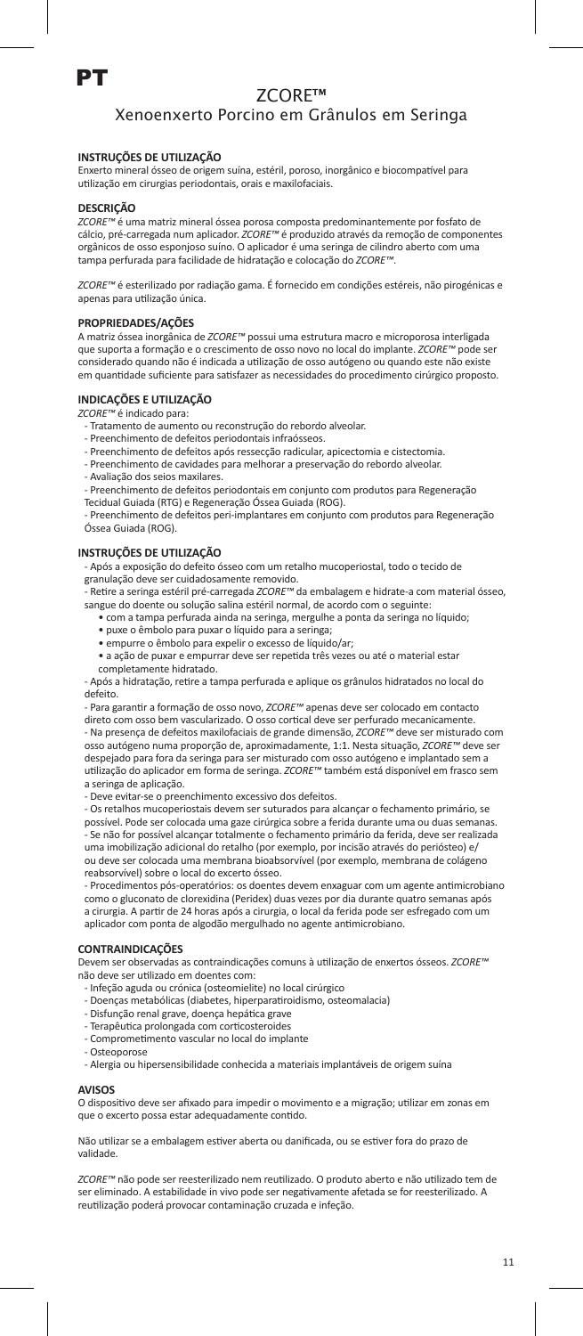# PT

# ZCORE™

## Xenoenxerto Porcino em Grânulos em Seringa

### INSTRUÇÕES DE UTILIZAÇÃO

Enxerto mineral ósseo de origem suína, estéril, poroso, inorgânico e biocompatível para utilização em cirurgias periodontais, orais e maxilofaciais.

### DESCRIÇÃO

*ZCORE™* é uma matriz mineral óssea porosa composta predominantemente por fosfato de cálcio, pré-carregada num aplicador. *ZCORE™* é produzido através da remoção de componentes orgânicos de osso esponjoso suíno. O aplicador é uma seringa de cilindro aberto com uma tampa perfurada para facilidade de hidratação e colocação do *ZCORE™*.

*ZCORE™* é esterilizado por radiação gama. É fornecido em condições estéreis, não pirogénicas e apenas para utilização única.

### PROPRIEDADES/AÇÕES

A matriz óssea inorgânica de *ZCORE™* possui uma estrutura macro e microporosa interligada que suporta a formação e o crescimento de osso novo no local do implante. *ZCORE™* pode ser considerado quando não é indicada a utilização de osso autógeno ou quando este não existe em quantidade suficiente para satisfazer as necessidades do procedimento cirúrgico proposto.

### INDICAÇÕES E UTILIZAÇÃO

*ZCORE™* é indicado para:

- Tratamento de aumento ou reconstrução do rebordo alveolar.
- Preenchimento de defeitos periodontais infraósseos.
- Preenchimento de defeitos após resseção radicular, apicectomia e cistectomia.
- Preenchimento de cavidades para melhorar a preservação do rebordo alveolar.
- Avaliação dos seios maxilares.
- Preenchimento de defeitos periodontais em conjunto com produtos para Regeneração Tecidual Guiada (RTG) e Regeneração Óssea Guiada (ROG).
- Preenchimento de defeitos peri-implantares em conjunto com produtos para Regeneração Óssea Guiada (ROG).

### INSTRUÇÕES DE UTILIZAÇÃO

- Após a exposição do defeito ósseo com um retalho mucoperiostal, todo o tecido de granulação deve ser cuidadosamente removido.
- Retire a seringa estéril pré-carregada *ZCORE™* da embalagem e hidrate-a com material ósseo, sangue do doente ou solução salina estéril normal, de acordo com o seguinte:
  - com a tampa perfurada ainda na seringa, mergulhe a ponta da seringa no líquido;
  - puxe o êmbolo para puxar o líquido para a seringa;
  - empurre o êmbolo para expelir o excesso de líquido/ar;
  - a ação de puxar e empurrar deve ser repetida três vezes ou até o material estar completamente hidratado.
- Após a hidratação, retire a tampa perfurada e aplique os grânulos hidratados no local do defeito.
- Para garantir a formação de osso novo, *ZCORE™* apenas deve ser colocado em contacto direto com osso bem vascularizado. O osso cortical deve ser perfurado mecanicamente.
- Na presença de defeitos maxilofaciais de grande dimensão, *ZCORE™* deve ser misturado com osso autógeno numa proporção de, aproximadamente, 1:1. Nesta situação, *ZCORE™* deve ser despejado para fora da seringa para ser misturado com osso autógeno e implantado sem a utilização do aplicador em forma de seringa. *ZCORE™* também está disponível em frasco sem a seringa de aplicação.
- Deve evitar-se o preenchimento excessivo dos defeitos.
- Os retalhos mucoperiostais devem ser suturados para alcançar o fechamento primário, se possível. Pode ser colocada uma gaze cirúrgica sobre a ferida durante uma ou duas semanas.
- Se não for possível alcançar totalmente o fechamento primário da ferida, deve ser realizada uma imobilização adicional do retalho (por exemplo, por incisão através do periósteo) e/ ou deve ser colocada uma membrana bioabsorvível (por exemplo, membrana de colagéno reabsorvível) sobre o local do excerto ósseo.
- Procedimentos pós-operatórios: os doentes devem enxaguar com um agente antimicrobiano como o gluconato de clorexidina (Peridex) duas vezes por dia durante quatro semanas após a cirurgia. A partir de 24 horas após a cirurgia, o local da ferida pode ser esfregado com um aplicador com ponta de algodão mergulhado no agente antimicrobiano.

### CONTRAINDICAÇÕES

Devem ser observadas as contraindicações comuns à utilização de enxertos ósseos. *ZCORE™* não deve ser utilizado em doentes com:

- Infeção aguda ou crónica (osteomielite) no local cirúrgico
- Doenças metabólicas (diabetes, hiperparatiroidismo, osteomalacia)
- Disfunção renal grave, doença hepática grave
- Terapêutica prolongada com corticosteroides
- Comprometimento vascular no local do implante
- Osteoporose
- Alergia ou hipersensibilidade conhecida a materiais implantáveis de origem suína

### AVISOS

O dispositivo deve ser afixado para impedir o movimento e a migração; utilizar em zonas em que o excerto possa estar adequadamente contido.

Não utilizar se a embalagem estiver aberta ou danificada, ou se estiver fora do prazo de validade.

*ZCORE™* não pode ser reesterilizado nem reutilizado. O produto aberto e não utilizado tem de ser eliminado. A estabilidade in vivo pode ser negativamente afetada se for reesterilizado. A reutilização poderá provocar contaminação cruzada e infeção.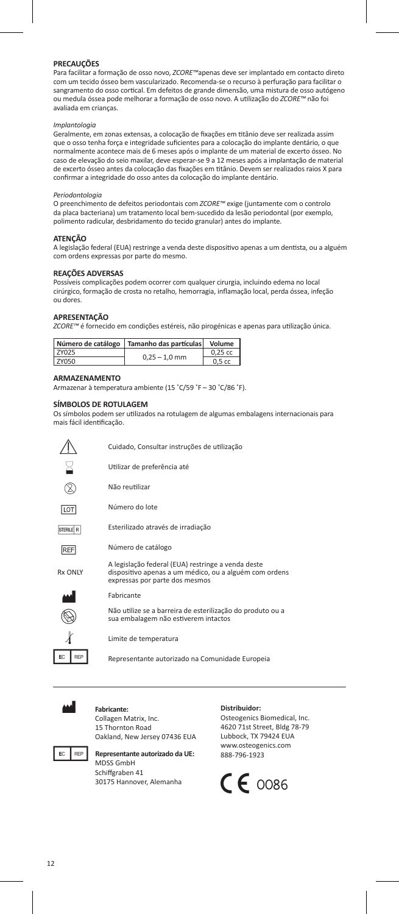## PRECAUÇÕES

Para facilitar a formação de osso novo, *ZCORE™* apenas deve ser implantado em contacto direto com um tecido ósseo bem vascularizado. Recomenda-se o recurso à perfuração para facilitar o sangramento do osso cortical. Em defeitos de grande dimensão, uma mistura de osso autógeno ou medula óssea pode melhorar a formação de osso novo. A utilização do *ZCORE™* não foi avaliada em crianças.

*Implantologia*

Geralmente, em zonas extensas, a colocação de fixações em titânio deve ser realizada assim que o osso tenha força e integridade suficientes para a colocação do implante dentário, o que normalmente acontece mais de 6 meses após o implante de um material de excerto ósseo. No caso de elevação do seio maxilar, deve esperar-se 9 a 12 meses após a implantação de material de excerto ósseo antes da colocação das fixações em titânio. Devem ser realizados raios X para confirmar a integridade do osso antes da colocação do implante dentário.

*Periodontologia*

O preenchimento de defeitos periodontais com *ZCORE™* exige (juntamente com o controlo da placa bacteriana) um tratamento local bem-sucedido da lesão periodontal (por exemplo, polimento radicular, desbridamento do tecido granular) antes do implante.

## ATENÇÃO

A legislação federal (EUA) restringe a venda deste dispositivo apenas a um dentista, ou a alguém com ordens expressas por parte do mesmo.

## REAÇÕES ADVERSAS

Possíveis complicações podem ocorrer com qualquer cirurgia, incluindo edema no local cirúrgico, formação de crosta no retalho, hemorragia, inflamação local, perda óssea, infeção ou dores.

## APRESENTAÇÃO

*ZCORE™* é fornecido em condições estéreis, não pirogénicas e apenas para utilização única.

| Número de catálogo | Tamanho das partículas | Volume |
|---|---|---|
| ZY025 | 0,25 – 1,0 mm | 0,25 cc |
| ZY050 | | 0,5 cc |

## ARMAZENAMENTO

Armazenar à temperatura ambiente (15 ˚C/59 ˚F – 30 ˚C/86 ˚F).

## SÍMBOLOS DE ROTULAGEM

Os símbolos podem ser utilizados na rotulagem de algumas embalagens internacionais para mais fácil identificação.

| Símbolo | Significado |
|---|---|
| ⚠ | Cuidado, Consultar instruções de utilização |
| ⌛ | Utilizar de preferência até |
| ⊗ | Não reutilizar |
| LOT | Número do lote |
| STERILE R | Esterilizado através de irradiação |
| REF | Número de catálogo |
| Rx ONLY | A legislação federal (EUA) restringe a venda deste dispositivo apenas a um médico, ou a alguém com ordens expressas por parte dos mesmos |
| | Fabricante |
| | Não utilize se a barreira de esterilização do produto ou a sua embalagem não estiverem intactos |
| | Limite de temperatura |
| EC REP | Representante autorizado na Comunidade Europeia |

**Fabricante:**
Collagen Matrix, Inc.
15 Thornton Road
Oakland, New Jersey 07436 EUA

**Representante autorizado da UE:**
MDSS GmbH
Schiffgraben 41
30175 Hannover, Alemanha

**Distribuidor:**
Osteogenics Biomedical, Inc.
4620 71st Street, Bldg 78-79
Lubbock, TX 79424 EUA
www.osteogenics.com
888-796-1923

CE 0086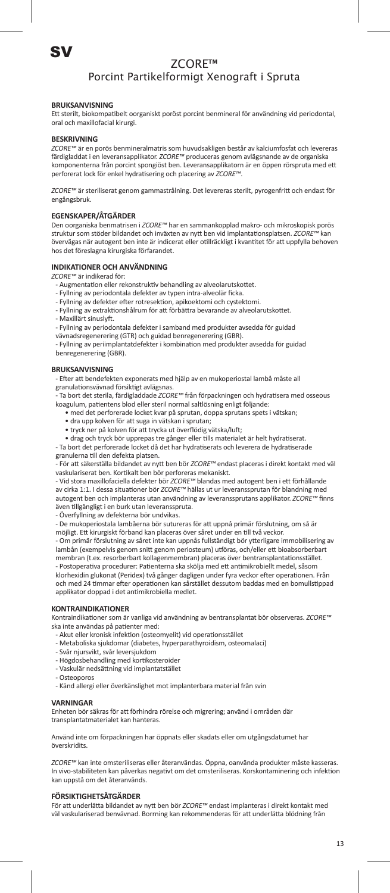SV

# ZCORE™
## Porcint Partikelformigt Xenograft i Spruta

### BRUKSANVISNING

Ett sterilt, biokompatibelt oorganiskt poröst porcint benmineral för användning vid periodontal, oral och maxillofacial kirurgi.

### BESKRIVNING

*ZCORE™* är en porös benmineralmatris som huvudsakligen består av kalciumfosfat och levereras färdigladdat i en leveransapplikator. *ZCORE™* produceras genom avlägsnande av de organiska komponenterna från porcint spongiöst ben. Leveransapplikatorn är en öppen rörspruta med ett perforerat lock för enkel hydratisering och placering av *ZCORE™*.

*ZCORE™* är steriliserat genom gammastrålning. Det levereras sterilt, pyrogenfritt och endast för engångsbruk.

### EGENSKAPER/ÅTGÄRDER

Den oorganiska benmatrisen i *ZCORE™* har en sammankopplad makro- och mikroskopisk porös struktur som stöder bildandet och inväxten av nytt ben vid implantationsplatsen. *ZCORE™* kan övervägas när autogent ben inte är indicerat eller otillräckligt i kvantitet för att uppfylla behoven hos det föreslagna kirurgiska förfarandet.

### INDIKATIONER OCH ANVÄNDNING

*ZCORE™* är indikerad för:

- Augmentation eller rekonstruktiv behandling av alveolarutskottet.
- Fyllning av periodontala defekter av typen intra-alveolär ficka.
- Fyllning av defekter efter rotresektion, apikoektomi och cystektomi.
- Fyllning av extraktionshålrum för att förbättra bevarande av alveolarutskottet.
- Maxillärt sinuslyft.
- Fyllning av periodontala defekter i samband med produkter avsedda för guidad vävnadsregenerering (GTR) och guidad benregenerering (GBR).
- Fyllning av periimplantatdefekter i kombination med produkter avsedda för guidad benregenerering (GBR).

### BRUKSANVISNING

- Efter att bendefekten exponerats med hjälp av en mukoperiostal lambå måste all granulationsvävnad försiktigt avlägsnas.
- Ta bort det sterila, färdigladdade *ZCORE™* från förpackningen och hydratisera med osseous koagulum, patientens blod eller steril normal saltlösning enligt följande:
  - med det perforerade locket kvar på sprutan, doppa sprutans spets i vätskan;
  - dra upp kolven för att suga in vätskan i sprutan;
  - tryck ner på kolven för att trycka ut överflödig vätska/luft;
  - drag och tryck bör upprepas tre gånger eller tills materialet är helt hydratiserat.
- Ta bort det perforerade locket då det har hydratiserats och leverera de hydratiserade granulerna till den defekta platsen.
- För att säkerställa bildandet av nytt ben bör *ZCORE™* endast placeras i direkt kontakt med väl vaskulariserat ben. Kortikalt ben bör perforeras mekaniskt.
- Vid stora maxillofaciella defekter bör *ZCORE™* blandas med autogent ben i ett förhållande av cirka 1:1. I dessa situationer bör *ZCORE™* hällas ut ur leveranssprutan för blandning med autogent ben och implanteras utan användning av leveranssprutans applikator. *ZCORE™* finns även tillgängligt i en burk utan leveransspruta.
- Överfyllning av defekterna bör undvikas.
- De mukoperiostala lambåerna bör settureras för att uppnå primär förslutning, om så är möjligt. Ett kirurgiskt förband kan placeras över såret under en till två veckor.
- Om primär förslutning av såret inte kan uppnås fullständigt bör ytterligare immobilisering av lambån (exempelvis genom snitt genom periosteum) utföras, och/eller ett bioabsorberbart membran (t.ex. resorberbart kollagenmembran) placeras över bentransplantationsstället.
- Postoperativa procedurer: Patienterna ska skölja med ett antimikrobiellt medel, såsom klorhexidin glukonat (Peridex) två gånger dagligen under fyra veckor efter operationen. Från och med 24 timmar efter operationen kan sårstället dessutom baddas med en bomullstippad applikator doppad i det antimikrobiella medlet.

### KONTRAINDIKATIONER

Kontraindikationer som är vanliga vid användning av bentransplantat bör observeras. *ZCORE™* ska inte användas på patienter med:

- Akut eller kronisk infektion (osteomyelit) vid operationsstället
- Metaboliska sjukdomar (diabetes, hyperparathyroidism, osteomalaci)
- Svår njursvikt, svår leversjukdom
- Högdosbehandling med kortikosteroider
- Vaskulär nedsättning vid implantatstället
- Osteoporos
- Känd allergi eller överkänslighet mot implanterbara material från svin

### VARNINGAR

Enheten bör säkras för att förhindra rörelse och migrering; använd i områden där transplantatmaterialet kan hanteras.

Använd inte om förpackningen har öppnats eller skadats eller om utgångsdatumet har överskridits.

*ZCORE™* kan inte omsteriliseras eller återanvändas. Öppna, oanvända produkter måste kasseras. In vivo-stabiliteten kan påverkas negativt om det omsteriliseras. Korskontaminering och infektion kan uppstå om det återanvänds.

### FÖRSIKTIGHETSÅTGÄRDER

För att underlätta bildandet av nytt ben bör *ZCORE™* endast implanteras i direkt kontakt med väl vaskulariserad benvävnad. Borrning kan rekommenderas för att underlätta blödning från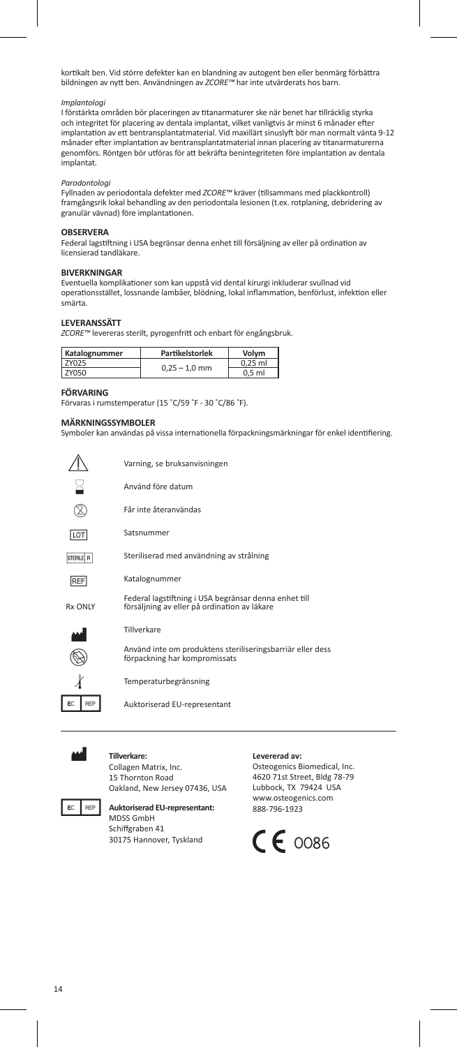kortikalt ben. Vid större defekter kan en blandning av autogent ben eller benmärg förbättra bildningen av nytt ben. Användningen av *ZCORE™* har inte utvärderats hos barn.

*Implantologi*

I förstärkta områden bör placeringen av titanarmaturer ske när benet har tillräcklig styrka och integritet för placering av dentala implantat, vilket vanligtvis är minst 6 månader efter implantation av ett bentransplantatmaterial. Vid maxillärt sinuslyft bör man normalt vänta 9-12 månader efter implantation av bentransplantatmaterial innan placering av titanarmaturerna genomförs. Röntgen bör utföras för att bekräfta benintegriteten före implantation av dentala implantat.

*Parodontologi*

Fyllnaden av periodontala defekter med *ZCORE™* kräver (tillsammans med plackkontroll) framgångsrik lokal behandling av den periodontala lesionen (t.ex. rotplaning, debridering av granulär vävnad) före implantationen.

## OBSERVERA

Federal lagstiftning i USA begränsar denna enhet till försäljning av eller på ordination av licensierad tandläkare.

## BIVERKNINGAR

Eventuella komplikationer som kan uppstå vid dental kirurgi inkluderar svullnad vid operationsstället, lossnande lambåer, blödning, lokal inflammation, benförlust, infektion eller smärta.

## LEVERANSSÄTT

*ZCORE™* levereras sterilt, pyrogenfritt och enbart för engångsbruk.

| Katalognummer | Partikelstorlek | Volym |
|---|---|---|
| ZY025 | 0,25 – 1,0 mm | 0,25 ml |
| ZY050 | | 0,5 ml |

## FÖRVARING

Förvaras i rumstemperatur (15 ˚C/59 ˚F - 30 ˚C/86 ˚F).

## MÄRKNINGSSYMBOLER

Symboler kan användas på vissa internationella förpackningsmärkningar för enkel identifiering.

| Symbol | Betydelse |
|---|---|
| ⚠ | Varning, se bruksanvisningen |
| | Använd före datum |
| | Får inte återanvändas |
| LOT | Satsnummer |
| STERILE R | Steriliserad med användning av strålning |
| REF | Katalognummer |
| Rx ONLY | Federal lagstiftning i USA begränsar denna enhet till försäljning av eller på ordination av läkare |
| | Tillverkare |
| | Använd inte om produktens steriliseringsbarriär eller dess förpackning har kompromissats |
| | Temperaturbegränsning |
| EC REP | Auktoriserad EU-representant |

**Tillverkare:**
Collagen Matrix, Inc.
15 Thornton Road
Oakland, New Jersey 07436, USA

**Auktoriserad EU-representant:**
MDSS GmbH
Schiffgraben 41
30175 Hannover, Tyskland

**Levererad av:**
Osteogenics Biomedical, Inc.
4620 71st Street, Bldg 78-79
Lubbock, TX 79424 USA
www.osteogenics.com
888-796-1923

CE 0086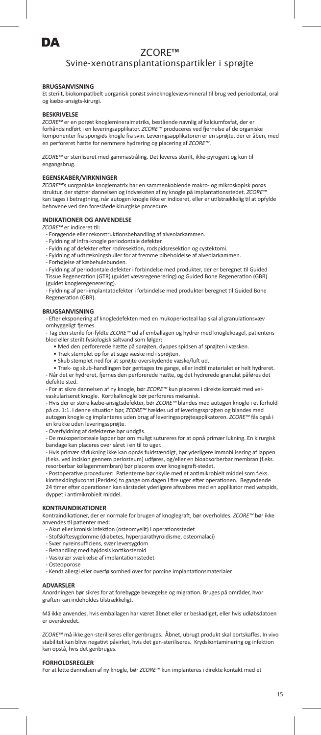# DA

# ZCORE™

## Svine-xenotransplantationspartikler i sprøjte

### BRUGSANVISNING

Et sterilt, biokompatibelt uorganisk porøst svineknoglevævsmineral til brug ved periodontal, oral og kæbe-ansigts-kirurgi.

### BESKRIVELSE

*ZCORE™* er en porøst knoglemineralmatriks, bestående navnlig af kalciumfosfat, der er forhåndsindført i en leveringsapplikator. *ZCORE™* produceres ved fjernelse af de organiske komponenter fra spongiøs knogle fra svin. Leveringsapplikatoren er en sprøjte, der er åben, med en perforeret hætte for nemmere hydrering og placering af *ZCORE™*.

*ZCORE™* er steriliseret med gammastråling. Det leveres sterilt, ikke-pyrogent og kun til engangsbrug.

### EGENSKABER/VIRKNINGER

*ZCORE™*'s uorganiske knoglematrix har en sammenkoblende makro- og mikroskopisk porøs struktur, der støtter dannelsen og indvæksten af ny knogle på implantationsstedet. *ZCORE™* kan tages i betragtning, når autogen knogle ikke er indiceret, eller er utilstrækkelig til at opfylde behovene ved den foreslåede kirurgiske procedure.

### INDIKATIONER OG ANVENDELSE

*ZCORE™* er indiceret til:

- Forøgende eller rekonstruktionsbehandling af alveolarkammen.
- Fyldning af infra-knogle periodontale defekter.
- Fyldning af defekter efter rodresektion, rodspidsresektion og cystektomi.
- Fyldning af udtrækningshuller for at fremme bibeholdelse af alveolarkammen.
- Forhøjelse af kæbehulebunden.
- Fyldning af periodontale defekter i forbindelse med produkter, der er beregnet til Guided Tissue Regeneration (GTR) (guidet vævsregenerering) og Guided Bone Regeneration (GBR) (guidet knogleregenerering).
- Fyldning af peri-implantatdefekter i forbindelse med produkter beregnet til Guided Bone Regeneration (GBR).

### BRUGSANVISNING

- Efter eksponering af knogledefekten med en mukoperiosteal lap skal al granulationsvæv omhyggeligt fjernes.
- Tag den sterile for-fyldte *ZCORE™* ud af emballagen og hydrer med knoglekoagel, patientens blod eller sterilt fysiologisk saltvand som følger:
  - Med den perforerede hætte på sprøjten, dyppes spidsen af sprøjten i væsken.
  - Træk stemplet op for at suge væske ind i sprøjten.
  - Skub stemplet ned for at sprøjte overskydende væske/luft ud.
  - Træk- og skub-handlingen bør gentages tre gange, eller indtil materialet er helt hydreret.
- Når det er hydreret, fjernes den perforerede hætte, og det hydrerede granulat påføres det defekte sted.
- For at sikre dannelsen af ny knogle, bør *ZCORE™* kun placeres i direkte kontakt med vel-vaskulariseret knogle. Kortikalknogle bør perforeres mekanisk.
- Hvis der er store kæbe-ansigtsdefekter, bør *ZCORE™* blandes med autogen knogle i et forhold på ca. 1:1. I denne situation bør, *ZCORE™* hældes ud af leveringssprøjten og blandes med autogen knogle og implanteres uden brug af leveringssprøjteapplikatoren. *ZCORE™* fås også i en krukke uden leveringssprøjte.
- Overfyldning af defekterne bør undgås.
- De mukoperiosteale lapper bør om muligt satureres for at opnå primær lukning. En kirurgisk bandage kan placeres over såret i en til to uger.
- Hvis primær sårlukning ikke kan opnås fuldstændigt, bør yderligere immobilisering af lappen (f.eks. ved incision gennem periosteum) udføres, og/eller en bioabsorberbar membran (f.eks. resorberbar kollagenmembran) bør placeres over knoglegraft-stedet.
- Postoperative procedurer: Patienterne bør skylle med et antimikrobielt middel som f.eks. klorhexidingluconat (Peridex) to gange om dagen i fire uger efter operationen. Begyndende 24 timer efter operationen kan sårstedet yderligere afsvabres med en applikator med vatspids, dyppet i antimikrobielt middel.

### KONTRAINDIKATIONER

Kontraindikationer, der er normale for brugen af knoglegraft, bør overholdes. *ZCORE™* bør ikke anvendes til patienter med:

- Akut eller kronisk infektion (osteomyelit) i operationsstedet
- Stofskiftesygdomme (diabetes, hyperparathyroidisme, osteomalaci)
- Svær nyreinsufficiens, svær leversygdom
- Behandling med højdosis kortikosteroid
- Vaskulær svækkelse af implantationsstedet
- Osteoporose
- Kendt allergi eller overfølsomhed over for porcine implantationsmaterialer

### ADVARSLER

Anordningen bør sikres for at forebygge bevægelse og migration. Bruges på områder, hvor graften kan indeholdes tilstrækkeligt.

Må ikke anvendes, hvis emballagen har været åbnet eller er beskadiget, eller hvis udløbsdatoen er overskredet.

*ZCORE™* må ikke gen-steriliseres eller genbruges. Åbnet, ubrugt produkt skal bortskaffes. In vivo stabilitet kan blive negativt påvirket, hvis det gen-steriliseres. Krydskontaminering og infektion kan opstå, hvis det genbruges.

### FORHOLDSREGLER

For at lette dannelsen af ny knogle, bør *ZCORE™* kun implanteres i direkte kontakt med et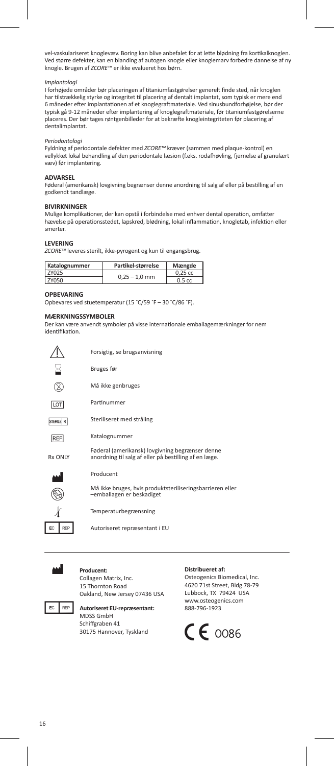vel-vaskulariseret knoglevæv. Boring kan blive anbefalet for at lette blødning fra kortikalknoglen. Ved større defekter, kan en blanding af autogen knogle eller knoglemarv forbedre dannelse af ny knogle. Brugen af *ZCORE™* er ikke evalueret hos børn.

*Implantologi*

I forhøjede områder bør placeringen af titaniumfastgørelser generelt finde sted, når knoglen har tilstrækkelig styrke og integritet til placering af dentalt implantat, som typisk er mere end 6 måneder efter implantationen af et knoglegraftmateriale. Ved sinusbundforhøjelse, bør der typisk gå 9-12 måneder efter implantering af knoglegraftmateriale, før titaniumfastgørelserne placeres. Der bør tages røntgenbilleder for at bekræfte knogleintegriteten før placering af dentalimplantat.

*Periodontologi*

Fyldning af periodontale defekter med *ZCORE™* kræver (sammen med plaque-kontrol) en vellykket lokal behandling af den periodontale læsion (f.eks. rodafhøvling, fjernelse af granulært væv) før implantering.

**ADVARSEL**

Føderal (amerikansk) lovgivning begrænser denne anordning til salg af eller på bestilling af en godkendt tandlæge.

**BIVIRKNINGER**

Mulige komplikationer, der kan opstå i forbindelse med enhver dental operation, omfatter hævelse på operationsstedet, lapskred, blødning, lokal inflammation, knogletab, infektion eller smerter.

**LEVERING**

*ZCORE™* leveres sterilt, ikke-pyrogent og kun til engangsbrug.

| Katalognummer | Partikel-størrelse | Mængde |
|---|---|---|
| ZY025 | 0,25 – 1,0 mm | 0,25 cc |
| ZY050 | | 0.5 cc |

**OPBEVARING**

Opbevares ved stuetemperatur (15 ˚C/59 ˚F – 30 ˚C/86 ˚F).

**MÆRKNINGSSYMBOLER**

Der kan være anvendt symboler på visse internationale emballagemærkninger for nem identifikation.

| Symbol | Betydning |
|---|---|
| ⚠ | Forsigtig, se brugsanvisning |
| ⌛ | Bruges før |
| ⊗ | Må ikke genbruges |
| LOT | Partinummer |
| STERILE R | Steriliseret med stråling |
| REF | Katalognummer |
| Rx ONLY | Føderal (amerikansk) lovgivning begrænser denne anordning til salg af eller på bestilling af en læge. |
| | Producent |
| | Må ikke bruges, hvis produktsteriliseringsbarrieren eller –emballagen er beskadiget |
| | Temperaturbegrænsning |
| EC REP | Autoriseret repræsentant i EU |

**Producent:**
Collagen Matrix, Inc.
15 Thornton Road
Oakland, New Jersey 07436 USA

**Autoriseret EU-repræsentant:**
MDSS GmbH
Schiffgraben 41
30175 Hannover, Tyskland

**Distribueret af:**
Osteogenics Biomedical, Inc.
4620 71st Street, Bldg 78-79
Lubbock, TX 79424 USA
www.osteogenics.com
888-796-1923

CE 0086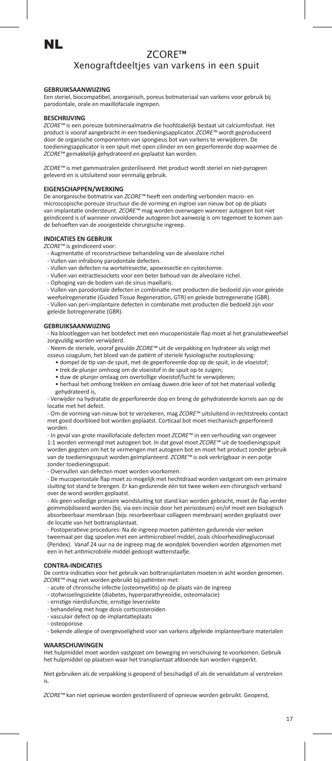# NL

## ZCORE™

### Xenograftdeeltjes van varkens in een spuit

#### GEBRUIKSAANWIJZING

Een steriel, biocompatibel, anorganisch, poreus botmateriaal van varkens voor gebruik bij parodontale, orale en maxillofaciale ingrepen.

#### BESCHRIJVING

*ZCORE™* is een poreuze botmineraalmatrix die hoofdzakelijk bestaat uit calciumfosfaat. Het product is vooraf aangebracht in een toedieningsapplicator. *ZCORE™* wordt geproduceerd door de organische componenten van spongieus bot van varkens te verwijderen. De toedieningsapplicator is een spuit met open cilinder en een geperforeerde dop waarmee de *ZCORE™* gemakkelijk gehydrateerd en geplaatst kan worden.

*ZCORE™* is met gammastralen gesteriliseerd. Het product wordt steriel en niet-pyrogeen geleverd en is uitsluitend voor eenmalig gebruik.

#### EIGENSCHAPPEN/WERKING

De anorganische botmatrix van *ZCORE™* heeft een onderling verbonden macro- en microscopische poreuze structuur die de vorming en ingroei van nieuw bot op de plaats van implantatie ondersteunt. *ZCORE™* mag worden overwogen wanneer autogeen bot niet geïndiceerd is of wanneer onvoldoende autogeen bot aanwezig is om tegemoet te komen aan de behoeften van de voorgestelde chirurgische ingreep.

#### INDICATIES EN GEBRUIK

*ZCORE™* is geïndiceerd voor:

- Augmentatie of reconstructieve behandeling van de alveolaire richel
- Vullen van infrabony parodontale defecten.
- Vullen van defecten na wortelresectie, apexresectie en cystectomie.
- Vullen van extractiesockets voor een beter behoud van de alveolaire richel.
- Ophoging van de bodem van de sinus maxillaris.
- Vullen van parodontale defecten in combinatie met producten die bedoeld zijn voor geleide weefselregeneratie (Guided Tissue Regeneration, GTR) en geleide botregeneratie (GBR).
- Vullen van peri-implantaire defecten in combinatie met producten die bedoeld zijn voor geleide botregeneratie (GBR).

#### GEBRUIKSAANWIJZING

- Na blootleggen van het botdefect met een mucoperiostale flap moet al het granulatieweefsel zorgvuldig worden verwijderd.
- Neem de steriele, vooraf gevulde *ZCORE™* uit de verpakking en hydrateer als volgt met osseus coagulum, het bloed van de patiënt of steriele fysiologische zoutoplossing:
  - dompel de tip van de spuit, met de geperforeerde dop op de spuit, in de vloeistof;
  - trek de plunjer omhoog om de vloeistof in de spuit op te zuigen;
  - duw de plunjer omlaag om overtollige vloeistof/lucht te verwijderen;
  - herhaal het omhoog trekken en omlaag duwen drie keer of tot het materiaal volledig gehydrateerd is,
- Verwijder na hydratatie de geperforeerde dop en breng de gehydrateerde korrels aan op de locatie met het defect.
- Om de vorming van nieuw bot te verzekeren, mag *ZCORE™* uitsluitend in rechtstreeks contact met goed doorbloed bot worden geplaatst. Corticaal bot moet mechanisch geperforeerd worden.
- In geval van grote maxillofaciale defecten moet *ZCORE™* in een verhouding van ongeveer 1:1 worden vermengd met autogeen bot. In dat geval moet *ZCORE™* uit de toedieningsspuit worden gegoten om het te vermengen met autogeen bot en moet het product zonder gebruik van de toedieningsspuit worden geïmplanteerd. *ZCORE™* is ook verkrijgbaar in een potje zonder toedieningsspuit.
- Overvullen van defecten moet worden voorkomen.
- De mucoperiostale flap moet zo mogelijk met hechtdraad worden vastgezet om een primaire sluiting tot stand te brengen. Er kan gedurende één tot twee weken een chirurgisch verband over de wond worden geplaatst.
- Als geen volledige primaire wondsluiting tot stand kan worden gebracht, moet de flap verder geïmmobiliseerd worden (bij. via een incisie door het periosteum) en/of moet een biologisch absorbeerbaar membraan (bijv. resorbeerbaar collageen membraan) worden geplaatst over de locatie van het bottransplantaat.
- Postoperatieve procedures: Na de ingreep moeten patiënten gedurende vier weken tweemaal per dag spoelen met een antimicrobieel middel, zoals chloorhexidinegluconaat (Peridex). Vanaf 24 uur na de ingreep mag de wondplek bovendien worden afgenomen met een in het antimicrobiële middel gedoopt wattenstaafje.

#### CONTRA-INDICATIES

De contra-indicaties voor het gebruik van bottransplantaten moeten in acht worden genomen. *ZCORE™* mag niet worden gebruikt bij patiënten met:

- acute of chronische infectie (osteomyelitis) op de plaats van de ingreep
- stofwisselingsziekte (diabetes, hyperparathyreoïdie, osteomalacie)
- ernstige nierdisfunctie, ernstige leverziekte
- behandeling met hoge dosis corticosteroïden
- vasculair defect op de implantatieplaats
- osteoporose
- bekende allergie of overgevoeligheid voor van varkens afgeleide implanteerbare materialen

#### WAARSCHUWINGEN

Het hulpmiddel moet worden vastgezet om beweging en verschuiving te voorkomen. Gebruik het hulpmiddel op plaatsen waar het transplantaat afdoende kan worden ingeperkt.

Niet gebruiken als de verpakking is geopend of beschadigd of als de vervaldatum al verstreken is.

*ZCORE™* kan niet opnieuw worden gesteriliseerd of opnieuw worden gebruikt. Geopend,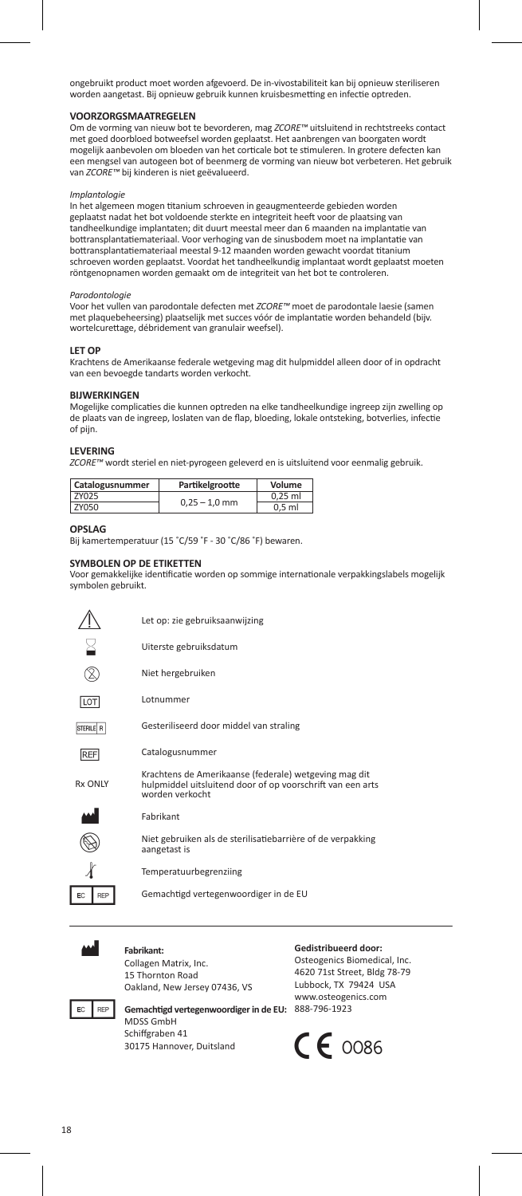ongebruikt product moet worden afgevoerd. De in-vivostabiliteit kan bij opnieuw steriliseren worden aangetast. Bij opnieuw gebruik kunnen kruisbesmetting en infectie optreden.

## VOORZORGSMAATREGELEN

Om de vorming van nieuw bot te bevorderen, mag *ZCORE™* uitsluitend in rechtstreeks contact met goed doorbloed botweefsel worden geplaatst. Het aanbrengen van boorgaten wordt mogelijk aanbevolen om bloeden van het corticale bot te stimuleren. In grotere defecten kan een mengsel van autogeen bot of beenmerg de vorming van nieuw bot verbeteren. Het gebruik van *ZCORE™* bij kinderen is niet geëvalueerd.

*Implantologie*

In het algemeen mogen titanium schroeven in geaugmenteerde gebieden worden geplaatst nadat het bot voldoende sterkte en integriteit heeft voor de plaatsing van tandheelkundige implantaten; dit duurt meestal meer dan 6 maanden na implantatie van bottransplantatiemateriaal. Voor verhoging van de sinusbodem moet na implantatie van bottransplantatiemateriaal meestal 9-12 maanden worden gewacht voordat titanium schroeven worden geplaatst. Voordat het tandheelkundig implantaat wordt geplaatst moeten röntgenopnamen worden gemaakt om de integriteit van het bot te controleren.

*Parodontologie*

Voor het vullen van parodontale defecten met *ZCORE™* moet de parodontale laesie (samen met plaquebeheersing) plaatselijk met succes vóór de implantatie worden behandeld (bijv. wortelcurettage, débridement van granulair weefsel).

## LET OP

Krachtens de Amerikaanse federale wetgeving mag dit hulpmiddel alleen door of in opdracht van een bevoegde tandarts worden verkocht.

## BIJWERKINGEN

Mogelijke complicaties die kunnen optreden na elke tandheelkundige ingreep zijn zwelling op de plaats van de ingreep, loslaten van de flap, bloeding, lokale ontsteking, botverlies, infectie of pijn.

## LEVERING

*ZCORE™* wordt steriel en niet-pyrogeen geleverd en is uitsluitend voor eenmalig gebruik.

| Catalogusnummer | Partikelgrotte | Volume |
|---|---|---|
| ZY025 | 0,25 – 1,0 mm | 0,25 ml |
| ZY050 | | 0,5 ml |

## OPSLAG

Bij kamertemperatuur (15 ˚C/59 ˚F - 30 ˚C/86 ˚F) bewaren.

## SYMBOLEN OP DE ETIKETTEN

Voor gemakkelijke identificatie worden op sommige internationale verpakkingslabels mogelijk symbolen gebruikt.

- Let op: zie gebruiksaanwijzing
- Uiterste gebruiksdatum
- Niet hergebruiken
- LOT – Lotnummer
- STERILE R – Gesteriliseerd door middel van straling
- REF – Catalogusnummer
- Rx ONLY – Krachtens de Amerikaanse (federale) wetgeving mag dit hulpmiddel uitsluitend door of op voorschrift van een arts worden verkocht
- Fabrikant
- Niet gebruiken als de sterilisatiebarrière of de verpakking aangetast is
- Temperatuurbegrenziing
- EC REP – Gemachtigd vertegenwoordiger in de EU

**Fabrikant:**
Collagen Matrix, Inc.
15 Thornton Road
Oakland, New Jersey 07436, VS

**Gemachtigd vertegenwoordiger in de EU:**
MDSS GmbH
Schiffgraben 41
30175 Hannover, Duitsland

**Gedistribueerd door:**
Osteogenics Biomedical, Inc.
4620 71st Street, Bldg 78-79
Lubbock, TX 79424 USA
www.osteogenics.com
888-796-1923

CE 0086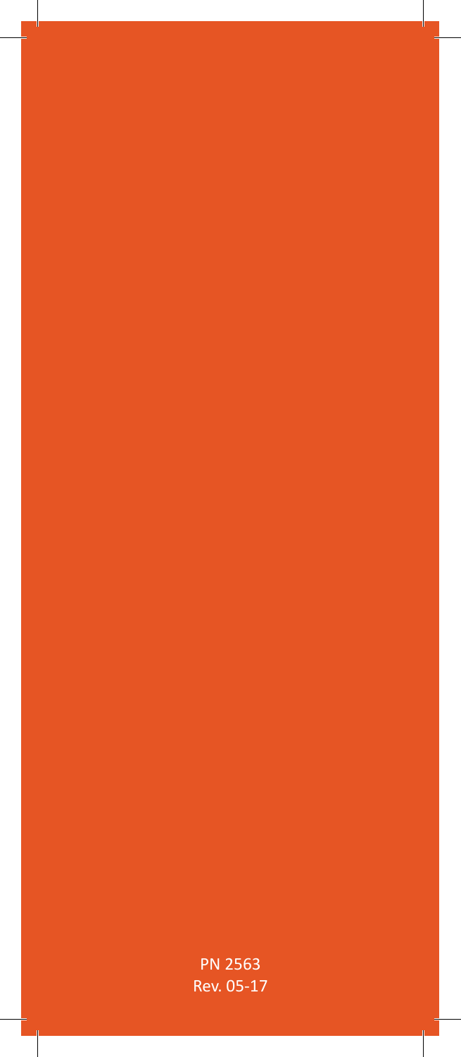PN 2563
Rev. 05-17